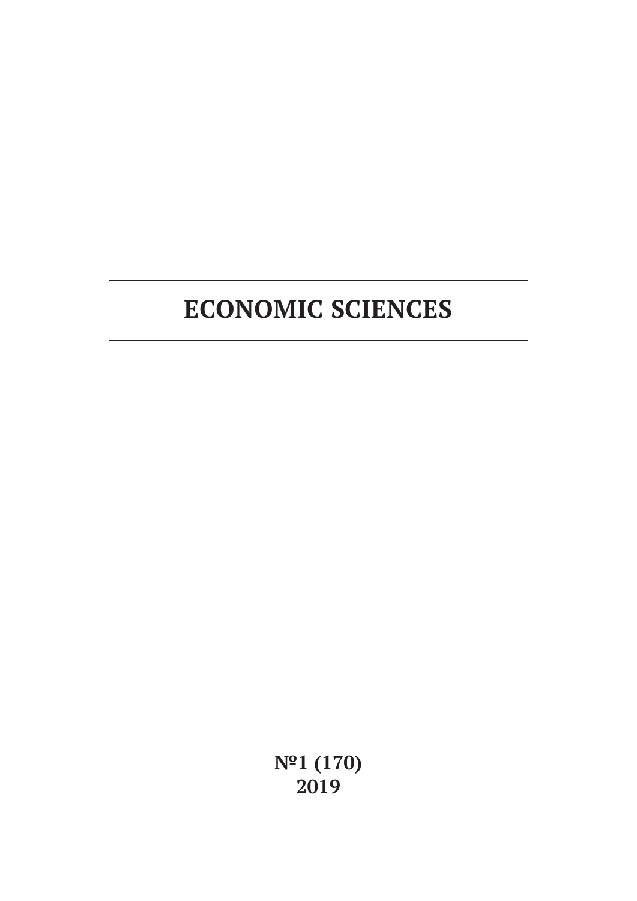# ECONOMIC SCIENCES

**№1 (170)**
**2019**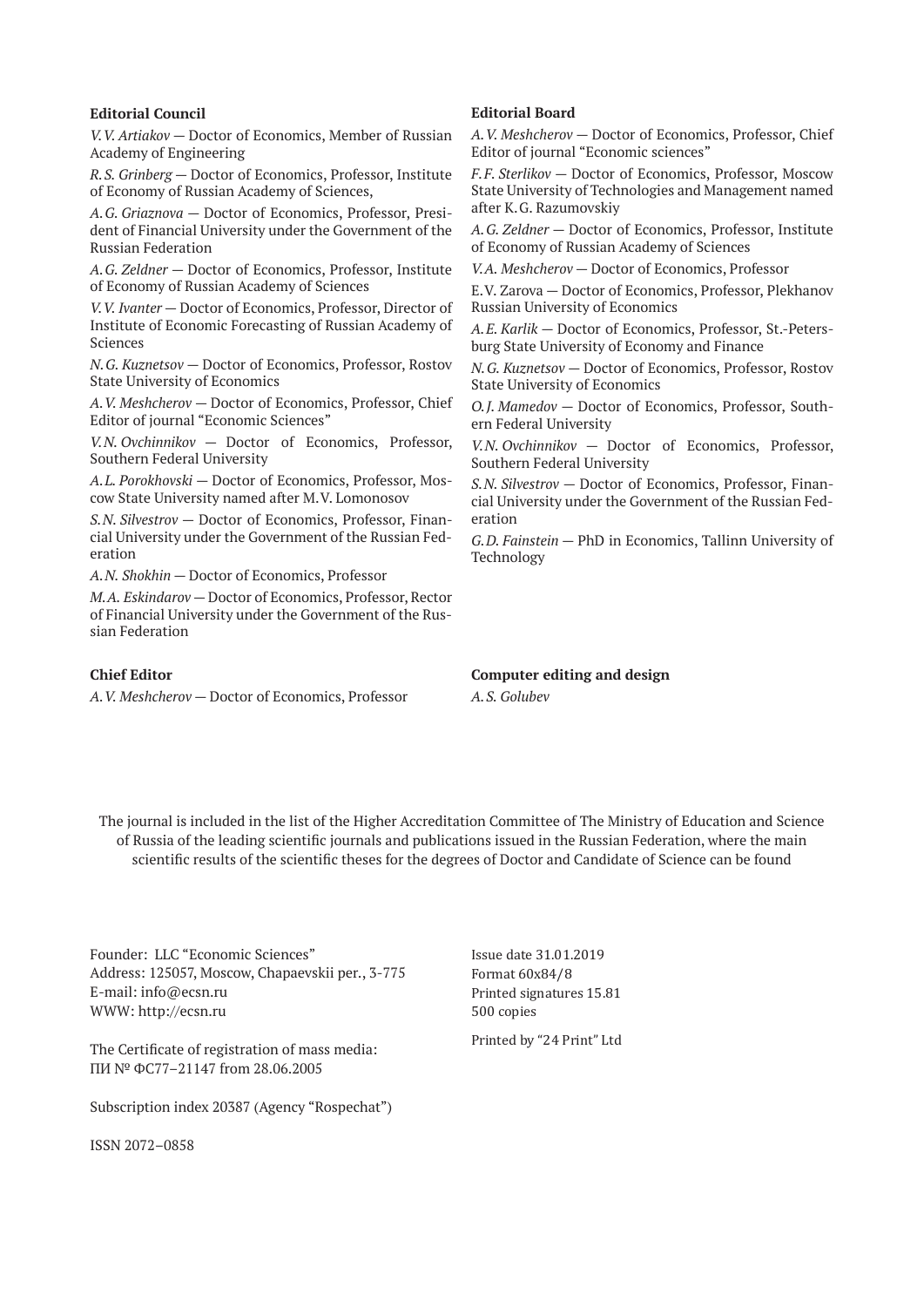**Editorial Council**

*V.V. Artiakov* — Doctor of Economics, Member of Russian Academy of Engineering

*R.S. Grinberg* — Doctor of Economics, Professor, Institute of Economy of Russian Academy of Sciences,

*A.G. Griaznova* — Doctor of Economics, Professor, President of Financial University under the Government of the Russian Federation

*A.G. Zeldner* — Doctor of Economics, Professor, Institute of Economy of Russian Academy of Sciences

*V.V. Ivanter* — Doctor of Economics, Professor, Director of Institute of Economic Forecasting of Russian Academy of Sciences

*N.G. Kuznetsov* — Doctor of Economics, Professor, Rostov State University of Economics

*A.V. Meshcherov* — Doctor of Economics, Professor, Chief Editor of journal "Economic Sciences"

*V.N. Ovchinnikov* — Doctor of Economics, Professor, Southern Federal University

*A.L. Porokhovski* — Doctor of Economics, Professor, Moscow State University named after M.V. Lomonosov

*S.N. Silvestrov* — Doctor of Economics, Professor, Financial University under the Government of the Russian Federation

*A.N. Shokhin* — Doctor of Economics, Professor

*M.A. Eskindarov* — Doctor of Economics, Professor, Rector of Financial University under the Government of the Russian Federation

**Editorial Board**

*A.V. Meshcherov* — Doctor of Economics, Professor, Chief Editor of journal "Economic sciences"

*F.F. Sterlikov* — Doctor of Economics, Professor, Moscow State University of Technologies and Management named after K.G. Razumovskiy

*A.G. Zeldner* — Doctor of Economics, Professor, Institute of Economy of Russian Academy of Sciences

*V.A. Meshcherov* — Doctor of Economics, Professor

E.V. Zarova — Doctor of Economics, Professor, Plekhanov Russian University of Economics

*A.E. Karlik* — Doctor of Economics, Professor, St.-Petersburg State University of Economy and Finance

*N.G. Kuznetsov* — Doctor of Economics, Professor, Rostov State University of Economics

*O.J. Mamedov* — Doctor of Economics, Professor, Southern Federal University

*V.N. Ovchinnikov* — Doctor of Economics, Professor, Southern Federal University

*S.N. Silvestrov* — Doctor of Economics, Professor, Financial University under the Government of the Russian Federation

*G.D. Fainstein* — PhD in Economics, Tallinn University of Technology

**Chief Editor**

*A.V. Meshcherov* — Doctor of Economics, Professor

**Computer editing and design**

*A.S. Golubev*

The journal is included in the list of the Higher Accreditation Committee of The Ministry of Education and Science of Russia of the leading scientific journals and publications issued in the Russian Federation, where the main scientific results of the scientific theses for the degrees of Doctor and Candidate of Science can be found

Founder: LLC "Economic Sciences"
Address: 125057, Moscow, Chapaevskii per., 3-775
E-mail: info@ecsn.ru
WWW: http://ecsn.ru

The Certificate of registration of mass media:
ПИ № ФС77–21147 from 28.06.2005

Subscription index 20387 (Agency "Rospechat")

ISSN 2072–0858

Issue date 31.01.2019
Format 60x84/8
Printed signatures 15.81
500 copies

Printed by "24 Print" Ltd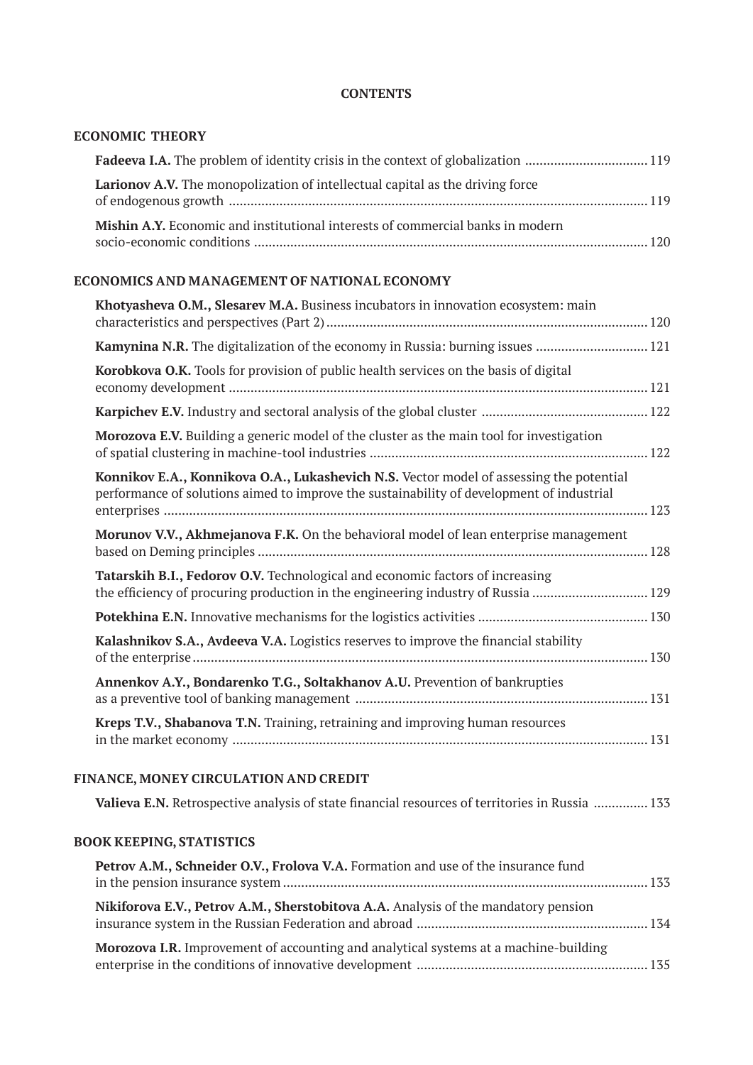# CONTENTS

## ECONOMIC THEORY

**Fadeeva I.A.** The problem of identity crisis in the context of globalization ..... 119

**Larionov A.V.** The monopolization of intellectual capital as the driving force of endogenous growth ..... 119

**Mishin A.Y.** Economic and institutional interests of commercial banks in modern socio-economic conditions ..... 120

## ECONOMICS AND MANAGEMENT OF NATIONAL ECONOMY

**Khotyasheva O.M., Slesarev M.A.** Business incubators in innovation ecosystem: main characteristics and perspectives (Part 2) ..... 120

**Kamynina N.R.** The digitalization of the economy in Russia: burning issues ..... 121

**Korobkova O.K.** Tools for provision of public health services on the basis of digital economy development ..... 121

**Karpichev E.V.** Industry and sectoral analysis of the global cluster ..... 122

**Morozova E.V.** Building a generic model of the cluster as the main tool for investigation of spatial clustering in machine-tool industries ..... 122

**Konnikov E.A., Konnikova O.A., Lukashevich N.S.** Vector model of assessing the potential performance of solutions aimed to improve the sustainability of development of industrial enterprises ..... 123

**Morunov V.V., Akhmejanova F.K.** On the behavioral model of lean enterprise management based on Deming principles ..... 128

**Tatarskih B.I., Fedorov O.V.** Technological and economic factors of increasing the efficiency of procuring production in the engineering industry of Russia ..... 129

**Potekhina E.N.** Innovative mechanisms for the logistics activities ..... 130

**Kalashnikov S.A., Avdeeva V.A.** Logistics reserves to improve the financial stability of the enterprise ..... 130

**Annenkov A.Y., Bondarenko T.G., Soltakhanov A.U.** Prevention of bankrupties as a preventive tool of banking management ..... 131

**Kreps T.V., Shabanova T.N.** Training, retraining and improving human resources in the market economy ..... 131

## FINANCE, MONEY CIRCULATION AND CREDIT

**Valieva E.N.** Retrospective analysis of state financial resources of territories in Russia ..... 133

## BOOK KEEPING, STATISTICS

**Petrov A.M., Schneider O.V., Frolova V.A.** Formation and use of the insurance fund in the pension insurance system ..... 133

**Nikiforova E.V., Petrov A.M., Sherstobitova A.A.** Analysis of the mandatory pension insurance system in the Russian Federation and abroad ..... 134

**Morozova I.R.** Improvement of accounting and analytical systems at a machine-building enterprise in the conditions of innovative development ..... 135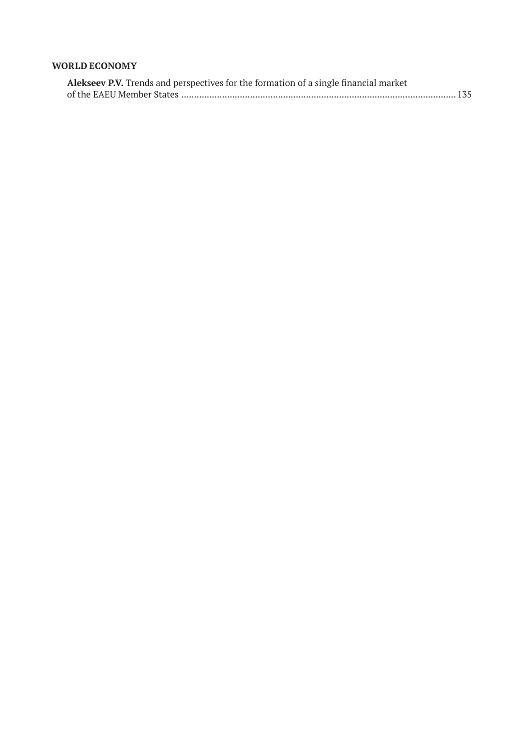**WORLD ECONOMY**

**Alekseev P.V.** Trends and perspectives for the formation of a single financial market of the EAEU Member States ........................................................................................................... 135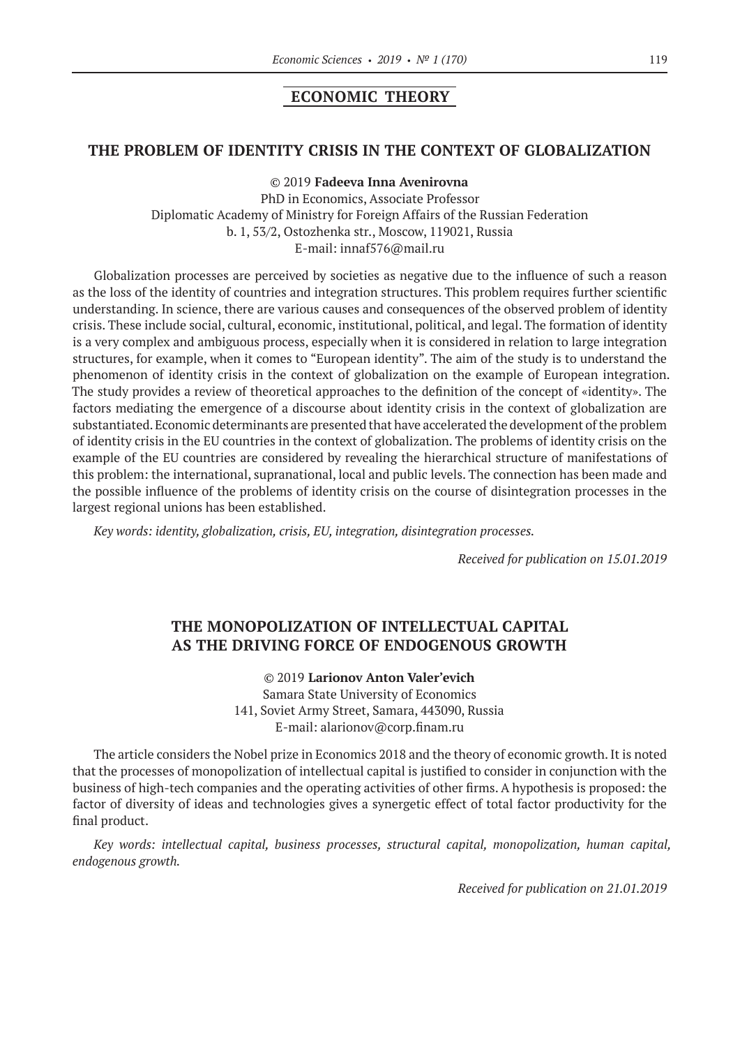## ECONOMIC THEORY

### THE PROBLEM OF IDENTITY CRISIS IN THE CONTEXT OF GLOBALIZATION

© 2019 **Fadeeva Inna Avenirovna**
PhD in Economics, Associate Professor
Diplomatic Academy of Ministry for Foreign Affairs of the Russian Federation
b. 1, 53/2, Ostozhenka str., Moscow, 119021, Russia
E-mail: innaf576@mail.ru

Globalization processes are perceived by societies as negative due to the influence of such a reason as the loss of the identity of countries and integration structures. This problem requires further scientific understanding. In science, there are various causes and consequences of the observed problem of identity crisis. These include social, cultural, economic, institutional, political, and legal. The formation of identity is a very complex and ambiguous process, especially when it is considered in relation to large integration structures, for example, when it comes to "European identity". The aim of the study is to understand the phenomenon of identity crisis in the context of globalization on the example of European integration. The study provides a review of theoretical approaches to the definition of the concept of «identity». The factors mediating the emergence of a discourse about identity crisis in the context of globalization are substantiated. Economic determinants are presented that have accelerated the development of the problem of identity crisis in the EU countries in the context of globalization. The problems of identity crisis on the example of the EU countries are considered by revealing the hierarchical structure of manifestations of this problem: the international, supranational, local and public levels. The connection has been made and the possible influence of the problems of identity crisis on the course of disintegration processes in the largest regional unions has been established.

*Key words: identity, globalization, crisis, EU, integration, disintegration processes.*

*Received for publication on 15.01.2019*

### THE MONOPOLIZATION OF INTELLECTUAL CAPITAL AS THE DRIVING FORCE OF ENDOGENOUS GROWTH

© 2019 **Larionov Anton Valer'evich**
Samara State University of Economics
141, Soviet Army Street, Samara, 443090, Russia
E-mail: alarionov@corp.finam.ru

The article considers the Nobel prize in Economics 2018 and the theory of economic growth. It is noted that the processes of monopolization of intellectual capital is justified to consider in conjunction with the business of high-tech companies and the operating activities of other firms. A hypothesis is proposed: the factor of diversity of ideas and technologies gives a synergetic effect of total factor productivity for the final product.

*Key words: intellectual capital, business processes, structural capital, monopolization, human capital, endogenous growth.*

*Received for publication on 21.01.2019*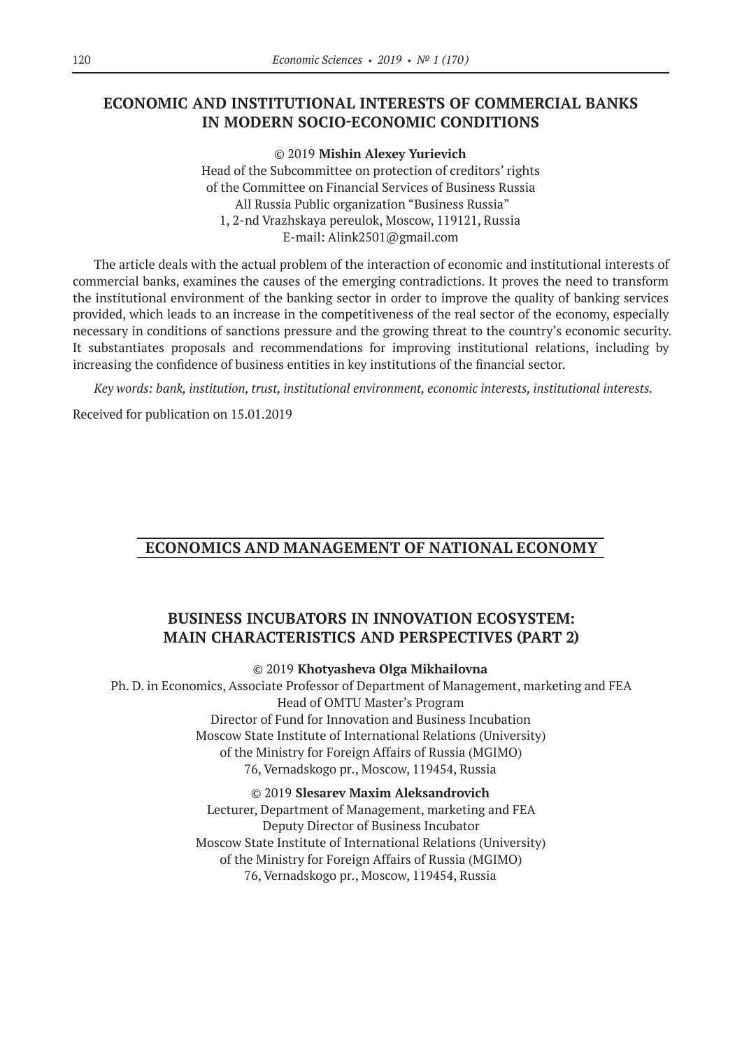## ECONOMIC AND INSTITUTIONAL INTERESTS OF COMMERCIAL BANKS IN MODERN SOCIO-ECONOMIC CONDITIONS

© 2019 **Mishin Alexey Yurievich**

Head of the Subcommittee on protection of creditors' rights
of the Committee on Financial Services of Business Russia
All Russia Public organization "Business Russia"
1, 2-nd Vrazhskaya pereulok, Moscow, 119121, Russia
E-mail: Alink2501@gmail.com

The article deals with the actual problem of the interaction of economic and institutional interests of commercial banks, examines the causes of the emerging contradictions. It proves the need to transform the institutional environment of the banking sector in order to improve the quality of banking services provided, which leads to an increase in the competitiveness of the real sector of the economy, especially necessary in conditions of sanctions pressure and the growing threat to the country's economic security. It substantiates proposals and recommendations for improving institutional relations, including by increasing the confidence of business entities in key institutions of the financial sector.

*Key words: bank, institution, trust, institutional environment, economic interests, institutional interests.*

Received for publication on 15.01.2019

# ECONOMICS AND MANAGEMENT OF NATIONAL ECONOMY

## BUSINESS INCUBATORS IN INNOVATION ECOSYSTEM: MAIN CHARACTERISTICS AND PERSPECTIVES (PART 2)

© 2019 **Khotyasheva Olga Mikhailovna**

Ph. D. in Economics, Associate Professor of Department of Management, marketing and FEA
Head of OMTU Master's Program
Director of Fund for Innovation and Business Incubation
Moscow State Institute of International Relations (University)
of the Ministry for Foreign Affairs of Russia (MGIMO)
76, Vernadskogo pr., Moscow, 119454, Russia

© 2019 **Slesarev Maxim Aleksandrovich**

Lecturer, Department of Management, marketing and FEA
Deputy Director of Business Incubator
Moscow State Institute of International Relations (University)
of the Ministry for Foreign Affairs of Russia (MGIMO)
76, Vernadskogo pr., Moscow, 119454, Russia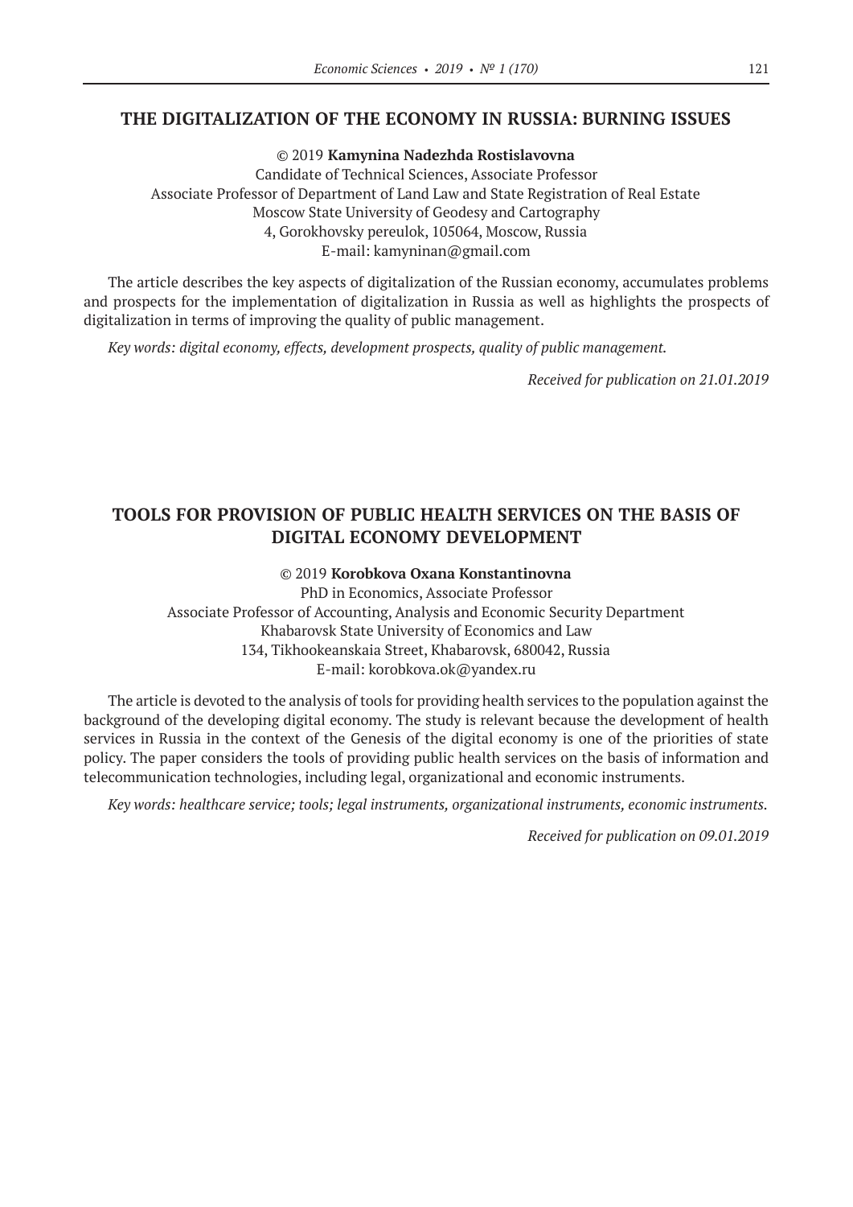## THE DIGITALIZATION OF THE ECONOMY IN RUSSIA: BURNING ISSUES

© 2019 **Kamynina Nadezhda Rostislavovna**
Candidate of Technical Sciences, Associate Professor
Associate Professor of Department of Land Law and State Registration of Real Estate
Moscow State University of Geodesy and Cartography
4, Gorokhovsky pereulok, 105064, Moscow, Russia
E-mail: kamyninan@gmail.com

The article describes the key aspects of digitalization of the Russian economy, accumulates problems and prospects for the implementation of digitalization in Russia as well as highlights the prospects of digitalization in terms of improving the quality of public management.

*Key words: digital economy, effects, development prospects, quality of public management.*

*Received for publication on 21.01.2019*

## TOOLS FOR PROVISION OF PUBLIC HEALTH SERVICES ON THE BASIS OF DIGITAL ECONOMY DEVELOPMENT

© 2019 **Korobkova Oxana Konstantinovna**
PhD in Economics, Associate Professor
Associate Professor of Accounting, Analysis and Economic Security Department
Khabarovsk State University of Economics and Law
134, Tikhookeanskaia Street, Khabarovsk, 680042, Russia
E-mail: korobkova.ok@yandex.ru

The article is devoted to the analysis of tools for providing health services to the population against the background of the developing digital economy. The study is relevant because the development of health services in Russia in the context of the Genesis of the digital economy is one of the priorities of state policy. The paper considers the tools of providing public health services on the basis of information and telecommunication technologies, including legal, organizational and economic instruments.

*Key words: healthcare service; tools; legal instruments, organizational instruments, economic instruments.*

*Received for publication on 09.01.2019*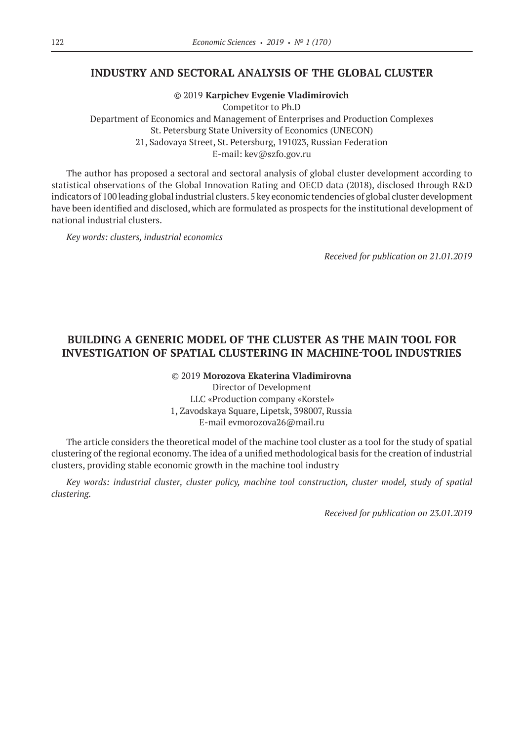## INDUSTRY AND SECTORAL ANALYSIS OF THE GLOBAL CLUSTER

© 2019 **Karpichev Evgenie Vladimirovich**
Competitor to Ph.D
Department of Economics and Management of Enterprises and Production Complexes
St. Petersburg State University of Economics (UNECON)
21, Sadovaya Street, St. Petersburg, 191023, Russian Federation
E-mail: kev@szfo.gov.ru

The author has proposed a sectoral and sectoral analysis of global cluster development according to statistical observations of the Global Innovation Rating and OECD data (2018), disclosed through R&D indicators of 100 leading global industrial clusters. 5 key economic tendencies of global cluster development have been identified and disclosed, which are formulated as prospects for the institutional development of national industrial clusters.

*Key words: clusters, industrial economics*

*Received for publication on 21.01.2019*

## BUILDING A GENERIC MODEL OF THE CLUSTER AS THE MAIN TOOL FOR INVESTIGATION OF SPATIAL CLUSTERING IN MACHINE-TOOL INDUSTRIES

© 2019 **Morozova Ekaterina Vladimirovna**
Director of Development
LLC «Production company «Korstel»
1, Zavodskaya Square, Lipetsk, 398007, Russia
E-mail evmorozova26@mail.ru

The article considers the theoretical model of the machine tool cluster as a tool for the study of spatial clustering of the regional economy. The idea of a unified methodological basis for the creation of industrial clusters, providing stable economic growth in the machine tool industry

*Key words: industrial cluster, cluster policy, machine tool construction, cluster model, study of spatial clustering.*

*Received for publication on 23.01.2019*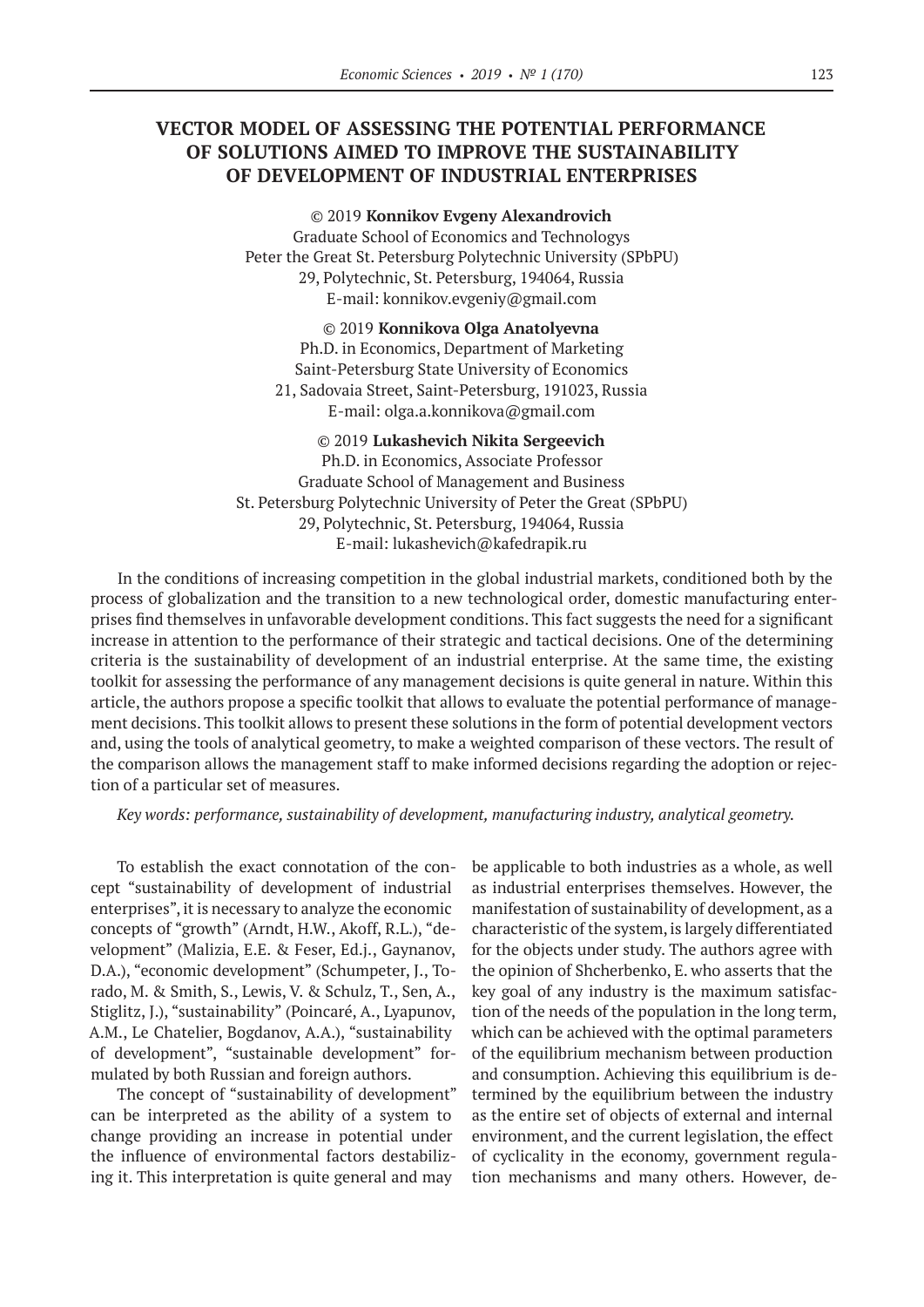# VECTOR MODEL OF ASSESSING THE POTENTIAL PERFORMANCE OF SOLUTIONS AIMED TO IMPROVE THE SUSTAINABILITY OF DEVELOPMENT OF INDUSTRIAL ENTERPRISES

© 2019 **Konnikov Evgeny Alexandrovich**
Graduate School of Economics and Technologys
Peter the Great St. Petersburg Polytechnic University (SPbPU)
29, Polytechnic, St. Petersburg, 194064, Russia
E-mail: konnikov.evgeniy@gmail.com

© 2019 **Konnikova Olga Anatolyevna**
Ph.D. in Economics, Department of Marketing
Saint-Petersburg State University of Economics
21, Sadovaia Street, Saint-Petersburg, 191023, Russia
E-mail: olga.a.konnikova@gmail.com

© 2019 **Lukashevich Nikita Sergeevich**
Ph.D. in Economics, Associate Professor
Graduate School of Management and Business
St. Petersburg Polytechnic University of Peter the Great (SPbPU)
29, Polytechnic, St. Petersburg, 194064, Russia
E-mail: lukashevich@kafedrapik.ru

In the conditions of increasing competition in the global industrial markets, conditioned both by the process of globalization and the transition to a new technological order, domestic manufacturing enterprises find themselves in unfavorable development conditions. This fact suggests the need for a significant increase in attention to the performance of their strategic and tactical decisions. One of the determining criteria is the sustainability of development of an industrial enterprise. At the same time, the existing toolkit for assessing the performance of any management decisions is quite general in nature. Within this article, the authors propose a specific toolkit that allows to evaluate the potential performance of management decisions. This toolkit allows to present these solutions in the form of potential development vectors and, using the tools of analytical geometry, to make a weighted comparison of these vectors. The result of the comparison allows the management staff to make informed decisions regarding the adoption or rejection of a particular set of measures.

*Key words: performance, sustainability of development, manufacturing industry, analytical geometry.*

To establish the exact connotation of the concept "sustainability of development of industrial enterprises", it is necessary to analyze the economic concepts of "growth" (Arndt, H.W., Akoff, R.L.), "development" (Malizia, E.E. & Feser, Ed.j., Gaynanov, D.A.), "economic development" (Schumpeter, J., Torado, M. & Smith, S., Lewis, V. & Schulz, T., Sen, A., Stiglitz, J.), "sustainability" (Poincaré, A., Lyapunov, A.M., Le Chatelier, Bogdanov, A.A.), "sustainability of development", "sustainable development" formulated by both Russian and foreign authors.

The concept of "sustainability of development" can be interpreted as the ability of a system to change providing an increase in potential under the influence of environmental factors destabilizing it. This interpretation is quite general and may be applicable to both industries as a whole, as well as industrial enterprises themselves. However, the manifestation of sustainability of development, as a characteristic of the system, is largely differentiated for the objects under study. The authors agree with the opinion of Shcherbenko, E. who asserts that the key goal of any industry is the maximum satisfaction of the needs of the population in the long term, which can be achieved with the optimal parameters of the equilibrium mechanism between production and consumption. Achieving this equilibrium is determined by the equilibrium between the industry as the entire set of objects of external and internal environment, and the current legislation, the effect of cyclicality in the economy, government regulation mechanisms and many others. However, de-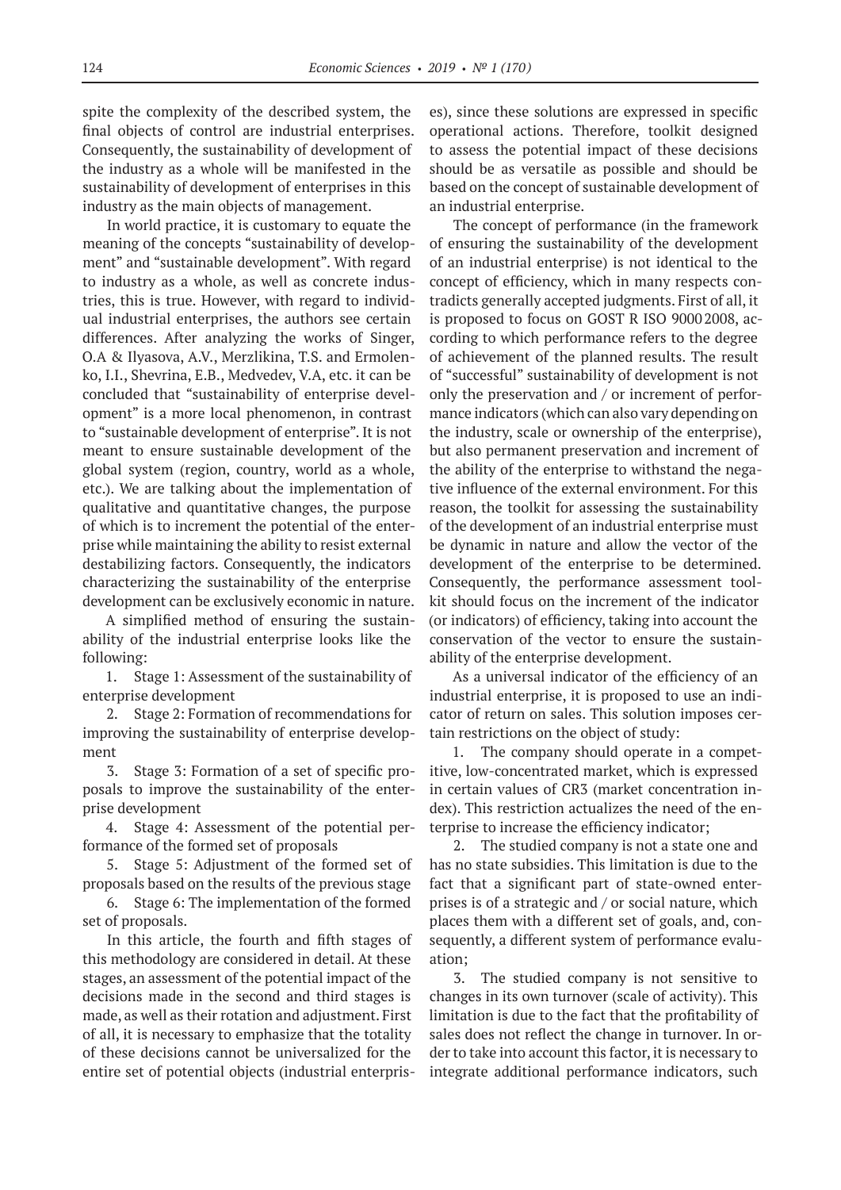spite the complexity of the described system, the final objects of control are industrial enterprises. Consequently, the sustainability of development of the industry as a whole will be manifested in the sustainability of development of enterprises in this industry as the main objects of management.

In world practice, it is customary to equate the meaning of the concepts "sustainability of development" and "sustainable development". With regard to industry as a whole, as well as concrete industries, this is true. However, with regard to individual industrial enterprises, the authors see certain differences. After analyzing the works of Singer, O.A & Ilyasova, A.V., Merzlikina, T.S. and Ermolenko, I.I., Shevrina, E.B., Medvedev, V.A, etc. it can be concluded that "sustainability of enterprise development" is a more local phenomenon, in contrast to "sustainable development of enterprise". It is not meant to ensure sustainable development of the global system (region, country, world as a whole, etc.). We are talking about the implementation of qualitative and quantitative changes, the purpose of which is to increment the potential of the enterprise while maintaining the ability to resist external destabilizing factors. Consequently, the indicators characterizing the sustainability of the enterprise development can be exclusively economic in nature.

A simplified method of ensuring the sustainability of the industrial enterprise looks like the following:

1. Stage 1: Assessment of the sustainability of enterprise development
2. Stage 2: Formation of recommendations for improving the sustainability of enterprise development
3. Stage 3: Formation of a set of specific proposals to improve the sustainability of the enterprise development
4. Stage 4: Assessment of the potential performance of the formed set of proposals
5. Stage 5: Adjustment of the formed set of proposals based on the results of the previous stage
6. Stage 6: The implementation of the formed set of proposals.

In this article, the fourth and fifth stages of this methodology are considered in detail. At these stages, an assessment of the potential impact of the decisions made in the second and third stages is made, as well as their rotation and adjustment. First of all, it is necessary to emphasize that the totality of these decisions cannot be universalized for the entire set of potential objects (industrial enterprises), since these solutions are expressed in specific operational actions. Therefore, toolkit designed to assess the potential impact of these decisions should be as versatile as possible and should be based on the concept of sustainable development of an industrial enterprise.

The concept of performance (in the framework of ensuring the sustainability of the development of an industrial enterprise) is not identical to the concept of efficiency, which in many respects contradicts generally accepted judgments. First of all, it is proposed to focus on GOST R ISO 9000 2008, according to which performance refers to the degree of achievement of the planned results. The result of "successful" sustainability of development is not only the preservation and / or increment of performance indicators (which can also vary depending on the industry, scale or ownership of the enterprise), but also permanent preservation and increment of the ability of the enterprise to withstand the negative influence of the external environment. For this reason, the toolkit for assessing the sustainability of the development of an industrial enterprise must be dynamic in nature and allow the vector of the development of the enterprise to be determined. Consequently, the performance assessment toolkit should focus on the increment of the indicator (or indicators) of efficiency, taking into account the conservation of the vector to ensure the sustainability of the enterprise development.

As a universal indicator of the efficiency of an industrial enterprise, it is proposed to use an indicator of return on sales. This solution imposes certain restrictions on the object of study:

1. The company should operate in a competitive, low-concentrated market, which is expressed in certain values of CR3 (market concentration index). This restriction actualizes the need of the enterprise to increase the efficiency indicator;
2. The studied company is not a state one and has no state subsidies. This limitation is due to the fact that a significant part of state-owned enterprises is of a strategic and / or social nature, which places them with a different set of goals, and, consequently, a different system of performance evaluation;
3. The studied company is not sensitive to changes in its own turnover (scale of activity). This limitation is due to the fact that the profitability of sales does not reflect the change in turnover. In order to take into account this factor, it is necessary to integrate additional performance indicators, such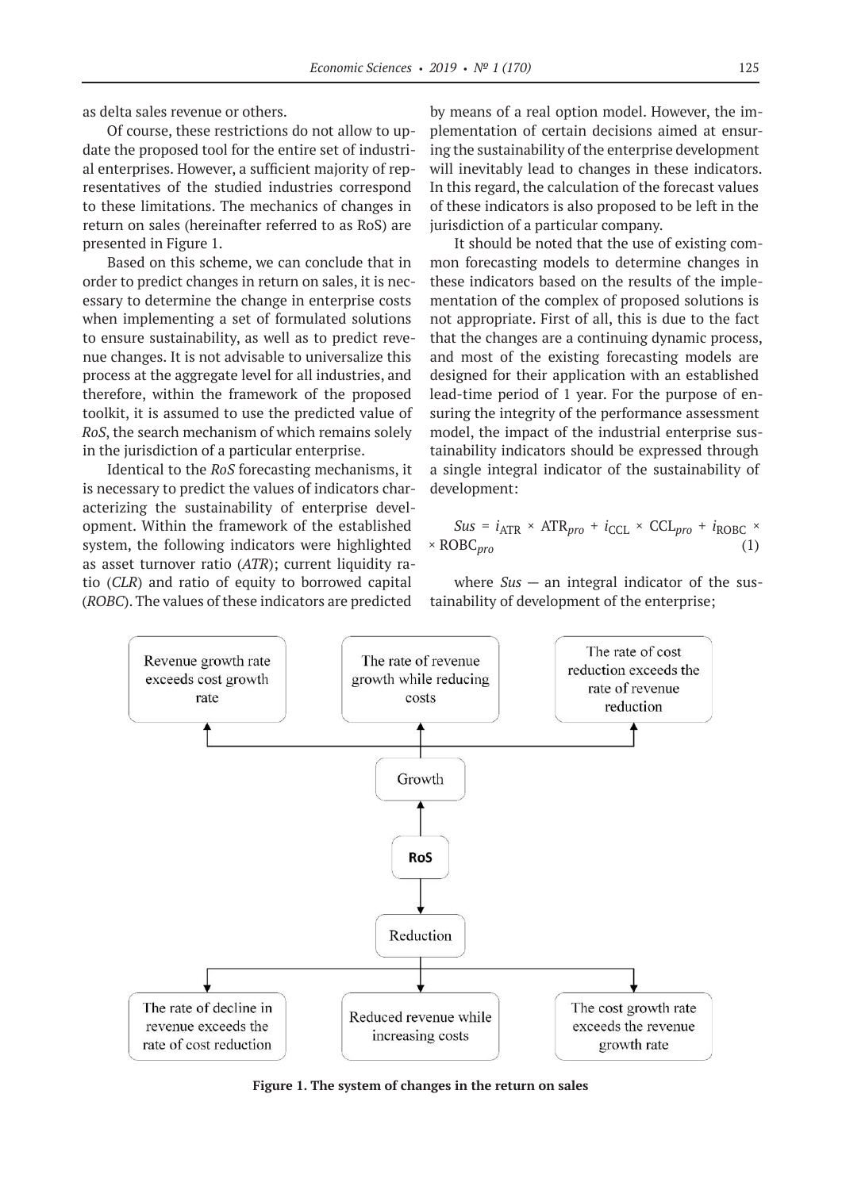as delta sales revenue or others.

Of course, these restrictions do not allow to update the proposed tool for the entire set of industrial enterprises. However, a sufficient majority of representatives of the studied industries correspond to these limitations. The mechanics of changes in return on sales (hereinafter referred to as RoS) are presented in Figure 1.

Based on this scheme, we can conclude that in order to predict changes in return on sales, it is necessary to determine the change in enterprise costs when implementing a set of formulated solutions to ensure sustainability, as well as to predict revenue changes. It is not advisable to universalize this process at the aggregate level for all industries, and therefore, within the framework of the proposed toolkit, it is assumed to use the predicted value of *RoS*, the search mechanism of which remains solely in the jurisdiction of a particular enterprise.

Identical to the *RoS* forecasting mechanisms, it is necessary to predict the values of indicators characterizing the sustainability of enterprise development. Within the framework of the established system, the following indicators were highlighted as asset turnover ratio (*ATR*); current liquidity ratio (*CLR*) and ratio of equity to borrowed capital (*ROBC*). The values of these indicators are predicted by means of a real option model. However, the implementation of certain decisions aimed at ensuring the sustainability of the enterprise development will inevitably lead to changes in these indicators. In this regard, the calculation of the forecast values of these indicators is also proposed to be left in the jurisdiction of a particular company.

It should be noted that the use of existing common forecasting models to determine changes in these indicators based on the results of the implementation of the complex of proposed solutions is not appropriate. First of all, this is due to the fact that the changes are a continuing dynamic process, and most of the existing forecasting models are designed for their application with an established lead-time period of 1 year. For the purpose of ensuring the integrity of the performance assessment model, the impact of the industrial enterprise sustainability indicators should be expressed through a single integral indicator of the sustainability of development:

$$Sus = i_{\mathrm{ATR}} \times \mathrm{ATR}_{pro} + i_{\mathrm{CCL}} \times \mathrm{CCL}_{pro} + i_{\mathrm{ROBC}} \times \mathrm{ROBC}_{pro} \quad (1)$$

where *Sus* — an integral indicator of the sustainability of development of the enterprise;

Revenue growth rate exceeds cost growth rate | The rate of revenue growth while reducing costs | The rate of cost reduction exceeds the rate of revenue reduction

Growth

**RoS**

Reduction

The rate of decline in revenue exceeds the rate of cost reduction | Reduced revenue while increasing costs | The cost growth rate exceeds the revenue growth rate

**Figure 1. The system of changes in the return on sales**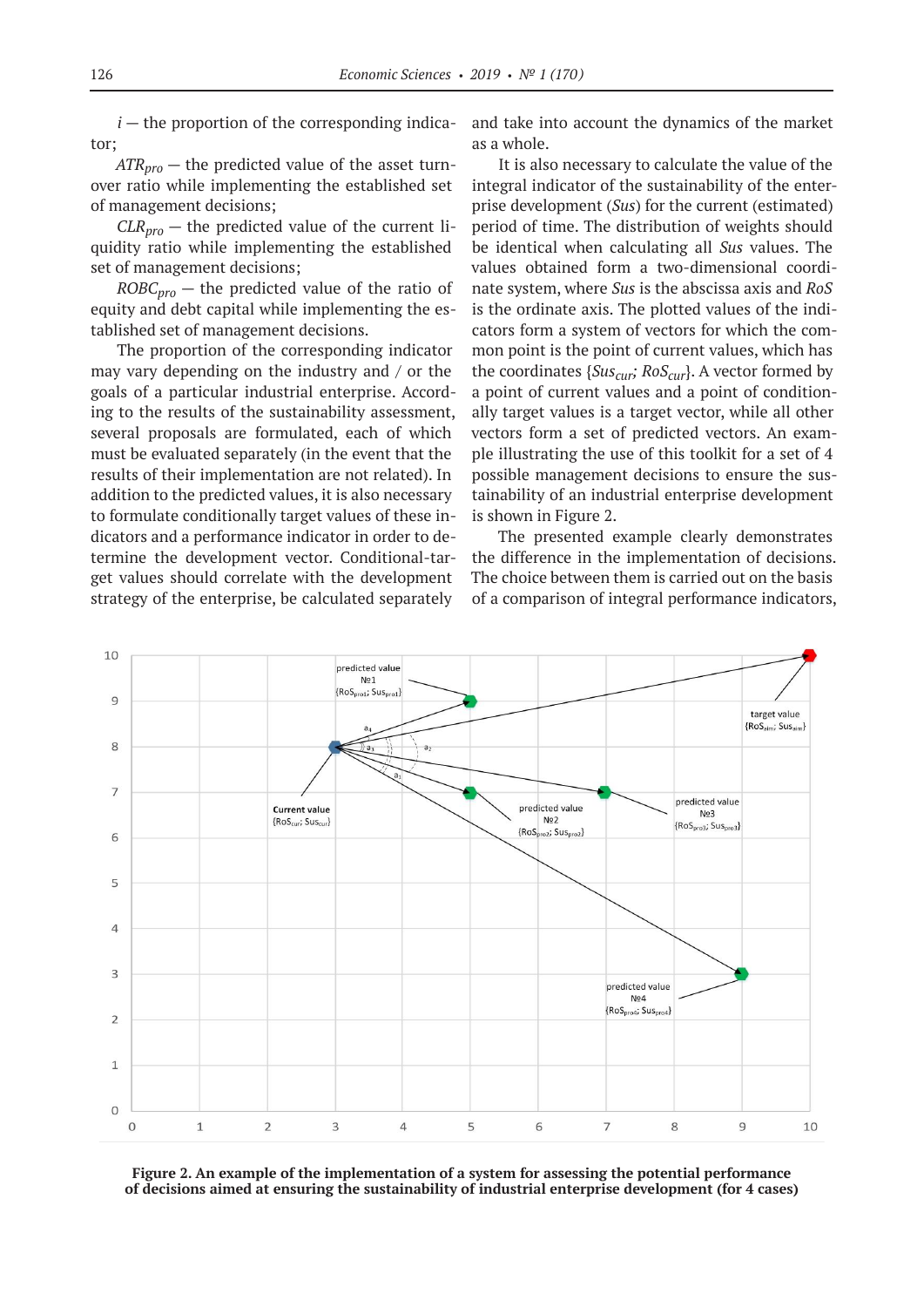$i$ — the proportion of the corresponding indicator;

$ATR_{pro}$ — the predicted value of the asset turnover ratio while implementing the established set of management decisions;

$CLR_{pro}$ — the predicted value of the current liquidity ratio while implementing the established set of management decisions;

$ROBC_{pro}$ — the predicted value of the ratio of equity and debt capital while implementing the established set of management decisions.

The proportion of the corresponding indicator may vary depending on the industry and / or the goals of a particular industrial enterprise. According to the results of the sustainability assessment, several proposals are formulated, each of which must be evaluated separately (in the event that the results of their implementation are not related). In addition to the predicted values, it is also necessary to formulate conditionally target values of these indicators and a performance indicator in order to determine the development vector. Conditional-target values should correlate with the development strategy of the enterprise, be calculated separately and take into account the dynamics of the market as a whole.

It is also necessary to calculate the value of the integral indicator of the sustainability of the enterprise development (*Sus*) for the current (estimated) period of time. The distribution of weights should be identical when calculating all *Sus* values. The values obtained form a two-dimensional coordinate system, where *Sus* is the abscissa axis and *RoS* is the ordinate axis. The plotted values of the indicators form a system of vectors for which the common point is the point of current values, which has the coordinates $\{Sus_{cur}; RoS_{cur}\}$. A vector formed by a point of current values and a point of conditionally target values is a target vector, while all other vectors form a set of predicted vectors. An example illustrating the use of this toolkit for a set of 4 possible management decisions to ensure the sustainability of an industrial enterprise development is shown in Figure 2.

The presented example clearly demonstrates the difference in the implementation of decisions. The choice between them is carried out on the basis of a comparison of integral performance indicators,

**Figure 2. An example of the implementation of a system for assessing the potential performance of decisions aimed at ensuring the sustainability of industrial enterprise development (for 4 cases)**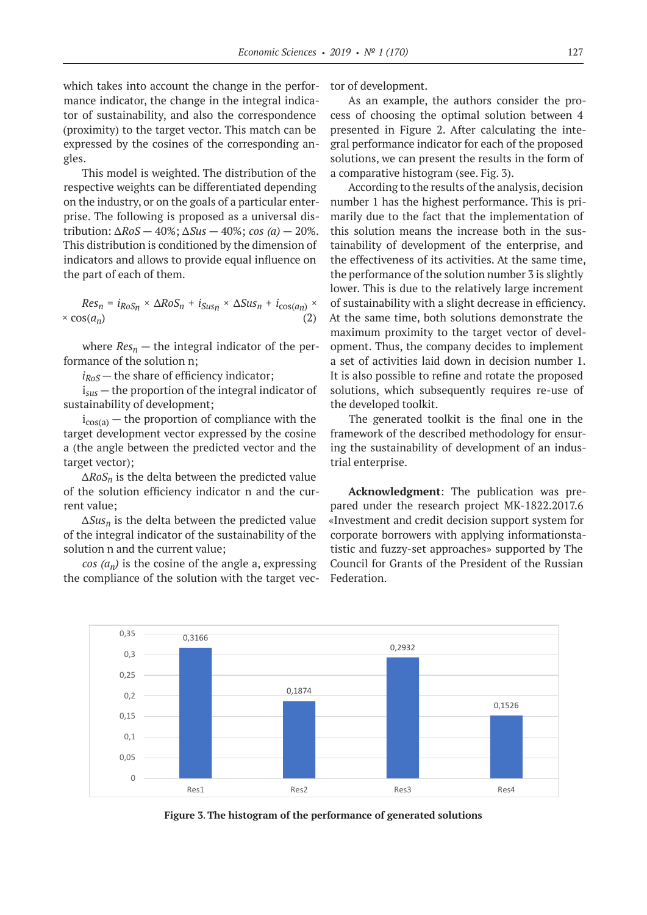which takes into account the change in the performance indicator, the change in the integral indicator of sustainability, and also the correspondence (proximity) to the target vector. This match can be expressed by the cosines of the corresponding angles.

This model is weighted. The distribution of the respective weights can be differentiated depending on the industry, or on the goals of a particular enterprise. The following is proposed as a universal distribution: $\Delta RoS$ — 40%; $\Delta Sus$ — 40%; *cos (a)* — 20%. This distribution is conditioned by the dimension of indicators and allows to provide equal influence on the part of each of them.

$$Res_n = i_{RoS_n} \times \Delta RoS_n + i_{Sus_n} \times \Delta Sus_n + i_{\cos(a_n)} \times \cos(a_n) \quad (2)$$

where $Res_n$ — the integral indicator of the performance of the solution n;

$i_{RoS}$ — the share of efficiency indicator;

$i_{sus}$ — the proportion of the integral indicator of sustainability of development;

$i_{\cos(a)}$ — the proportion of compliance with the target development vector expressed by the cosine a (the angle between the predicted vector and the target vector);

$\Delta RoS_n$ is the delta between the predicted value of the solution efficiency indicator n and the current value;

$\Delta Sus_n$ is the delta between the predicted value of the integral indicator of the sustainability of the solution n and the current value;

*cos* $(a_n)$ is the cosine of the angle a, expressing the compliance of the solution with the target vector of development.

As an example, the authors consider the process of choosing the optimal solution between 4 presented in Figure 2. After calculating the integral performance indicator for each of the proposed solutions, we can present the results in the form of a comparative histogram (see. Fig. 3).

According to the results of the analysis, decision number 1 has the highest performance. This is primarily due to the fact that the implementation of this solution means the increase both in the sustainability of development of the enterprise, and the effectiveness of its activities. At the same time, the performance of the solution number 3 is slightly lower. This is due to the relatively large increment of sustainability with a slight decrease in efficiency. At the same time, both solutions demonstrate the maximum proximity to the target vector of development. Thus, the company decides to implement a set of activities laid down in decision number 1. It is also possible to refine and rotate the proposed solutions, which subsequently requires re-use of the developed toolkit.

The generated toolkit is the final one in the framework of the described methodology for ensuring the sustainability of development of an industrial enterprise.

**Acknowledgment**: The publication was prepared under the research project MK-1822.2017.6 «Investment and credit decision support system for corporate borrowers with applying informationstatistic and fuzzy-set approaches» supported by The Council for Grants of the President of the Russian Federation.

| | Res1 | Res2 | Res3 | Res4 |
|---|---|---|---|---|
| Value | 0,3166 | 0,1874 | 0,2932 | 0,1526 |

**Figure 3. The histogram of the performance of generated solutions**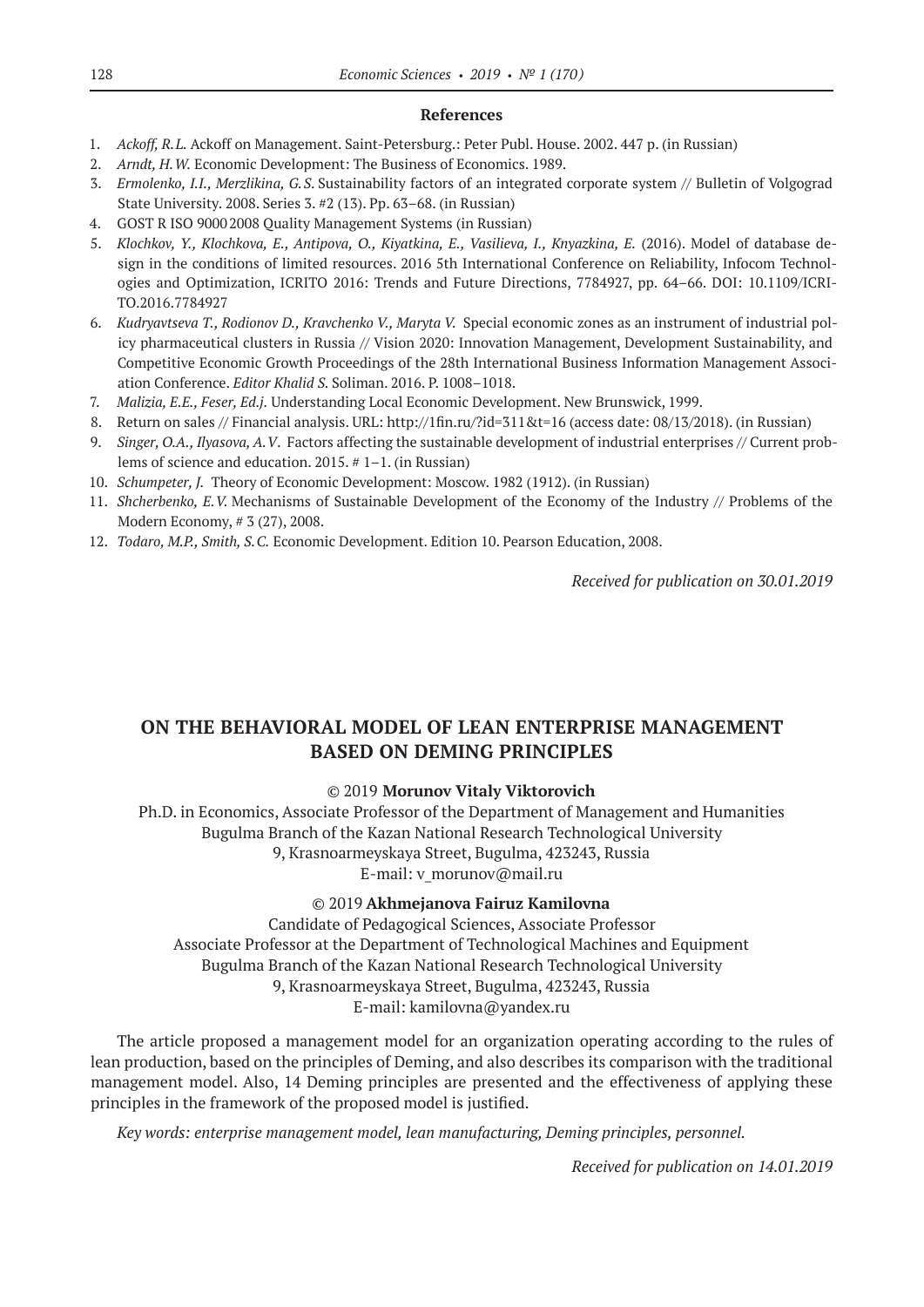**References**

1. *Ackoff, R.L.* Ackoff on Management. Saint-Petersburg.: Peter Publ. House. 2002. 447 p. (in Russian)
2. *Arndt, H.W.* Economic Development: The Business of Economics. 1989.
3. *Ermolenko, I.I., Merzlikina, G.S.* Sustainability factors of an integrated corporate system // Bulletin of Volgograd State University. 2008. Series 3. #2 (13). Pp. 63–68. (in Russian)
4. GOST R ISO 9000 2008 Quality Management Systems (in Russian)
5. *Klochkov, Y., Klochkova, E., Antipova, O., Kiyatkina, E., Vasilieva, I., Knyazkina, E.* (2016). Model of database design in the conditions of limited resources. 2016 5th International Conference on Reliability, Infocom Technologies and Optimization, ICRITO 2016: Trends and Future Directions, 7784927, pp. 64–66. DOI: 10.1109/ICRITO.2016.7784927
6. *Kudryavtseva T., Rodionov D., Kravchenko V., Maryta V.* Special economic zones as an instrument of industrial policy pharmaceutical clusters in Russia // Vision 2020: Innovation Management, Development Sustainability, and Competitive Economic Growth Proceedings of the 28th International Business Information Management Association Conference. *Editor Khalid S.* Soliman. 2016. P. 1008–1018.
7. *Malizia, E.E., Feser, Ed.j.* Understanding Local Economic Development. New Brunswick, 1999.
8. Return on sales // Financial analysis. URL: http://1fin.ru/?id=311&t=16 (access date: 08/13/2018). (in Russian)
9. *Singer, O.A., Ilyasova, A.V*. Factors affecting the sustainable development of industrial enterprises // Current problems of science and education. 2015. # 1–1. (in Russian)
10. *Schumpeter, J.* Theory of Economic Development: Moscow. 1982 (1912). (in Russian)
11. *Shcherbenko, E.V.* Mechanisms of Sustainable Development of the Economy of the Industry // Problems of the Modern Economy, # 3 (27), 2008.
12. *Todaro, M.P., Smith, S.C.* Economic Development. Edition 10. Pearson Education, 2008.

*Received for publication on 30.01.2019*

## ON THE BEHAVIORAL MODEL OF LEAN ENTERPRISE MANAGEMENT BASED ON DEMING PRINCIPLES

© 2019 **Morunov Vitaly Viktorovich**

Ph.D. in Economics, Associate Professor of the Department of Management and Humanities
Bugulma Branch of the Kazan National Research Technological University
9, Krasnoarmeyskaya Street, Bugulma, 423243, Russia
E-mail: v_morunov@mail.ru

© 2019 **Akhmejanova Fairuz Kamilovna**

Candidate of Pedagogical Sciences, Associate Professor
Associate Professor at the Department of Technological Machines and Equipment
Bugulma Branch of the Kazan National Research Technological University
9, Krasnoarmeyskaya Street, Bugulma, 423243, Russia
E-mail: kamilovna@yandex.ru

The article proposed a management model for an organization operating according to the rules of lean production, based on the principles of Deming, and also describes its comparison with the traditional management model. Also, 14 Deming principles are presented and the effectiveness of applying these principles in the framework of the proposed model is justified.

*Key words: enterprise management model, lean manufacturing, Deming principles, personnel.*

*Received for publication on 14.01.2019*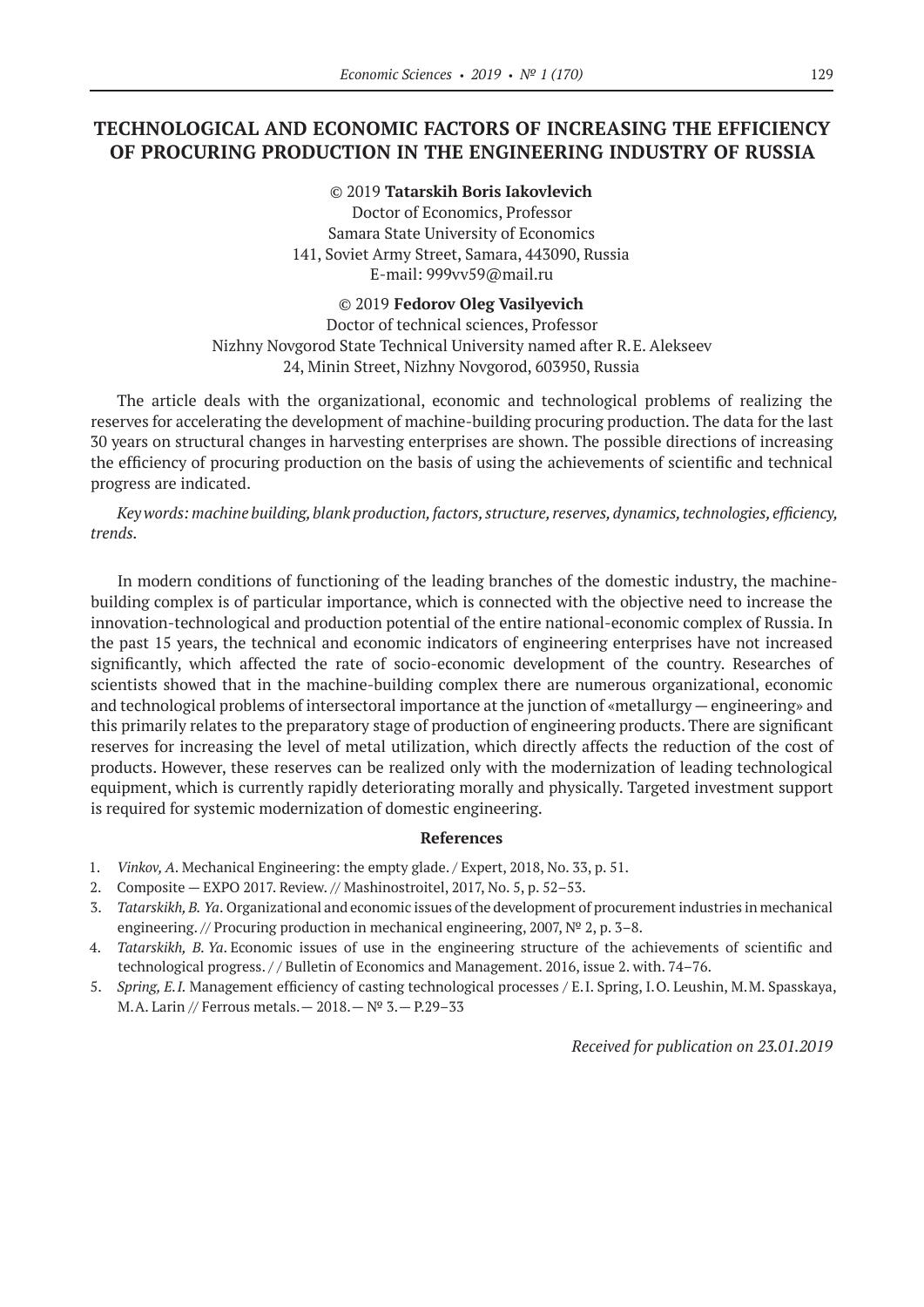# TECHNOLOGICAL AND ECONOMIC FACTORS OF INCREASING THE EFFICIENCY OF PROCURING PRODUCTION IN THE ENGINEERING INDUSTRY OF RUSSIA

© 2019 **Tatarskih Boris Iakovlevich**
Doctor of Economics, Professor
Samara State University of Economics
141, Soviet Army Street, Samara, 443090, Russia
E-mail: 999vv59@mail.ru

© 2019 **Fedorov Oleg Vasilyevich**
Doctor of technical sciences, Professor
Nizhny Novgorod State Technical University named after R.E. Alekseev
24, Minin Street, Nizhny Novgorod, 603950, Russia

The article deals with the organizational, economic and technological problems of realizing the reserves for accelerating the development of machine-building procuring production. The data for the last 30 years on structural changes in harvesting enterprises are shown. The possible directions of increasing the efficiency of procuring production on the basis of using the achievements of scientific and technical progress are indicated.

*Key words: machine building, blank production, factors, structure, reserves, dynamics, technologies, efficiency, trends.*

In modern conditions of functioning of the leading branches of the domestic industry, the machine-building complex is of particular importance, which is connected with the objective need to increase the innovation-technological and production potential of the entire national-economic complex of Russia. In the past 15 years, the technical and economic indicators of engineering enterprises have not increased significantly, which affected the rate of socio-economic development of the country. Researches of scientists showed that in the machine-building complex there are numerous organizational, economic and technological problems of intersectoral importance at the junction of «metallurgy — engineering» and this primarily relates to the preparatory stage of production of engineering products. There are significant reserves for increasing the level of metal utilization, which directly affects the reduction of the cost of products. However, these reserves can be realized only with the modernization of leading technological equipment, which is currently rapidly deteriorating morally and physically. Targeted investment support is required for systemic modernization of domestic engineering.

### References

1. *Vinkov, A*. Mechanical Engineering: the empty glade. / Expert, 2018, No. 33, p. 51.
2. Composite — EXPO 2017. Review. // Mashinostroitel, 2017, No. 5, p. 52–53.
3. *Tatarskikh, B. Ya*. Organizational and economic issues of the development of procurement industries in mechanical engineering. // Procuring production in mechanical engineering, 2007, № 2, p. 3–8.
4. *Tatarskikh, B. Ya*. Economic issues of use in the engineering structure of the achievements of scientific and technological progress. / / Bulletin of Economics and Management. 2016, issue 2. with. 74–76.
5. *Spring, E.I.* Management efficiency of casting technological processes / E.I. Spring, I.O. Leushin, M.M. Spasskaya, M.A. Larin // Ferrous metals.— 2018.— № 3.— P.29–33

*Received for publication on 23.01.2019*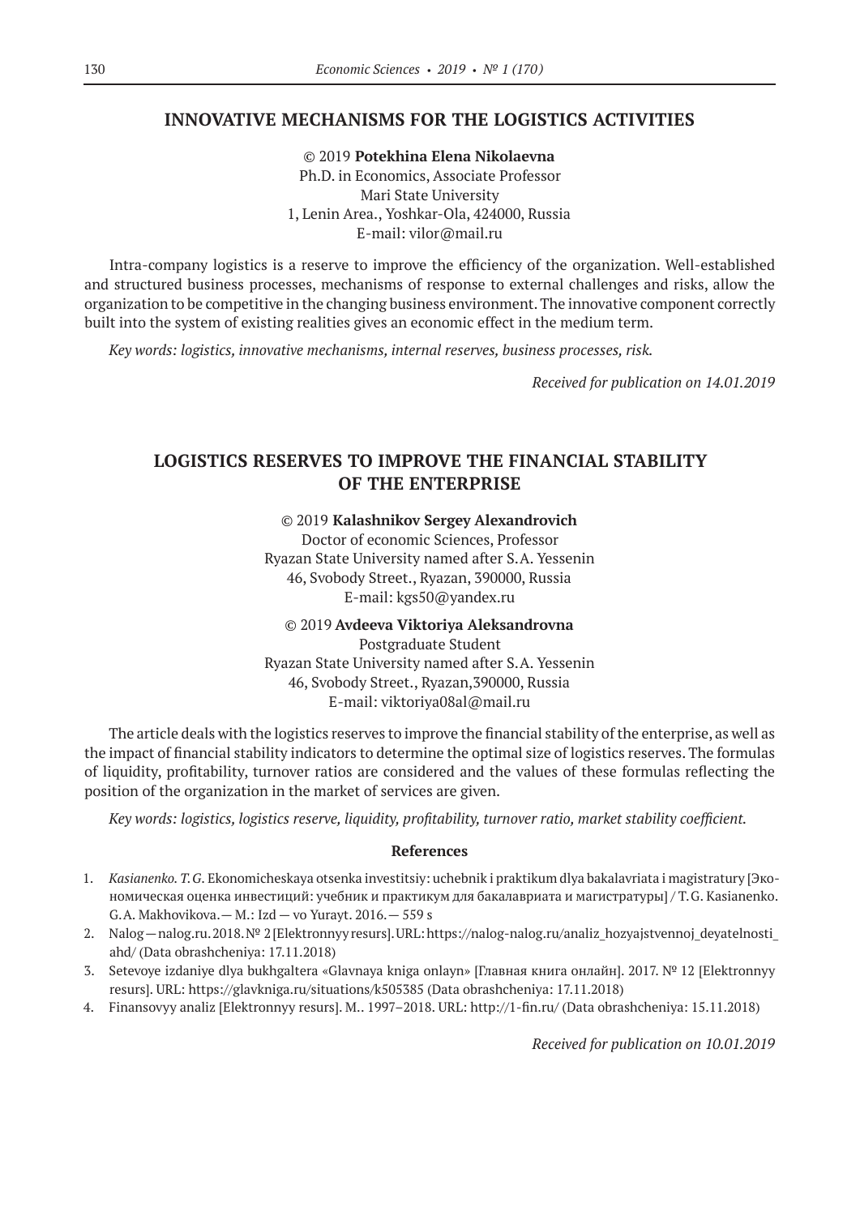## INNOVATIVE MECHANISMS FOR THE LOGISTICS ACTIVITIES

© 2019 **Potekhina Elena Nikolaevna**
Ph.D. in Economics, Associate Professor
Mari State University
1, Lenin Area., Yoshkar-Ola, 424000, Russia
E-mail: vilor@mail.ru

Intra-company logistics is a reserve to improve the efficiency of the organization. Well-established and structured business processes, mechanisms of response to external challenges and risks, allow the organization to be competitive in the changing business environment. The innovative component correctly built into the system of existing realities gives an economic effect in the medium term.

*Key words: logistics, innovative mechanisms, internal reserves, business processes, risk.*

*Received for publication on 14.01.2019*

## LOGISTICS RESERVES TO IMPROVE THE FINANCIAL STABILITY OF THE ENTERPRISE

© 2019 **Kalashnikov Sergey Alexandrovich**
Doctor of economic Sciences, Professor
Ryazan State University named after S.A. Yessenin
46, Svobody Street., Ryazan, 390000, Russia
E-mail: kgs50@yandex.ru

© 2019 **Avdeeva Viktoriya Aleksandrovna**
Postgraduate Student
Ryazan State University named after S.A. Yessenin
46, Svobody Street., Ryazan,390000, Russia
E-mail: viktoriya08al@mail.ru

The article deals with the logistics reserves to improve the financial stability of the enterprise, as well as the impact of financial stability indicators to determine the optimal size of logistics reserves. The formulas of liquidity, profitability, turnover ratios are considered and the values of these formulas reflecting the position of the organization in the market of services are given.

*Key words: logistics, logistics reserve, liquidity, profitability, turnover ratio, market stability coefficient.*

### References

1. *Kasianenko. T.G.* Ekonomicheskaya otsenka investitsiy: uchebnik i praktikum dlya bakalavriata i magistratury [Экономическая оценка инвестиций: учебник и практикум для бакалавриата и магистратуры] / T.G. Kasianenko. G.A. Makhovikova.— M.: Izd — vo Yurayt. 2016.— 559 s
2. Nalog — nalog.ru. 2018. № 2 [Elektronnyy resurs]. URL: https://nalog-nalog.ru/analiz_hozyajstvennoj_deyatelnosti_ahd/ (Data obrashcheniya: 17.11.2018)
3. Setevoye izdaniye dlya bukhgaltera «Glavnaya kniga onlayn» [Главная книга онлайн]. 2017. № 12 [Elektronnyy resurs]. URL: https://glavkniga.ru/situations/k505385 (Data obrashcheniya: 17.11.2018)
4. Finansovyy analiz [Elektronnyy resurs]. M.. 1997–2018. URL: http://1-fin.ru/ (Data obrashcheniya: 15.11.2018)

*Received for publication on 10.01.2019*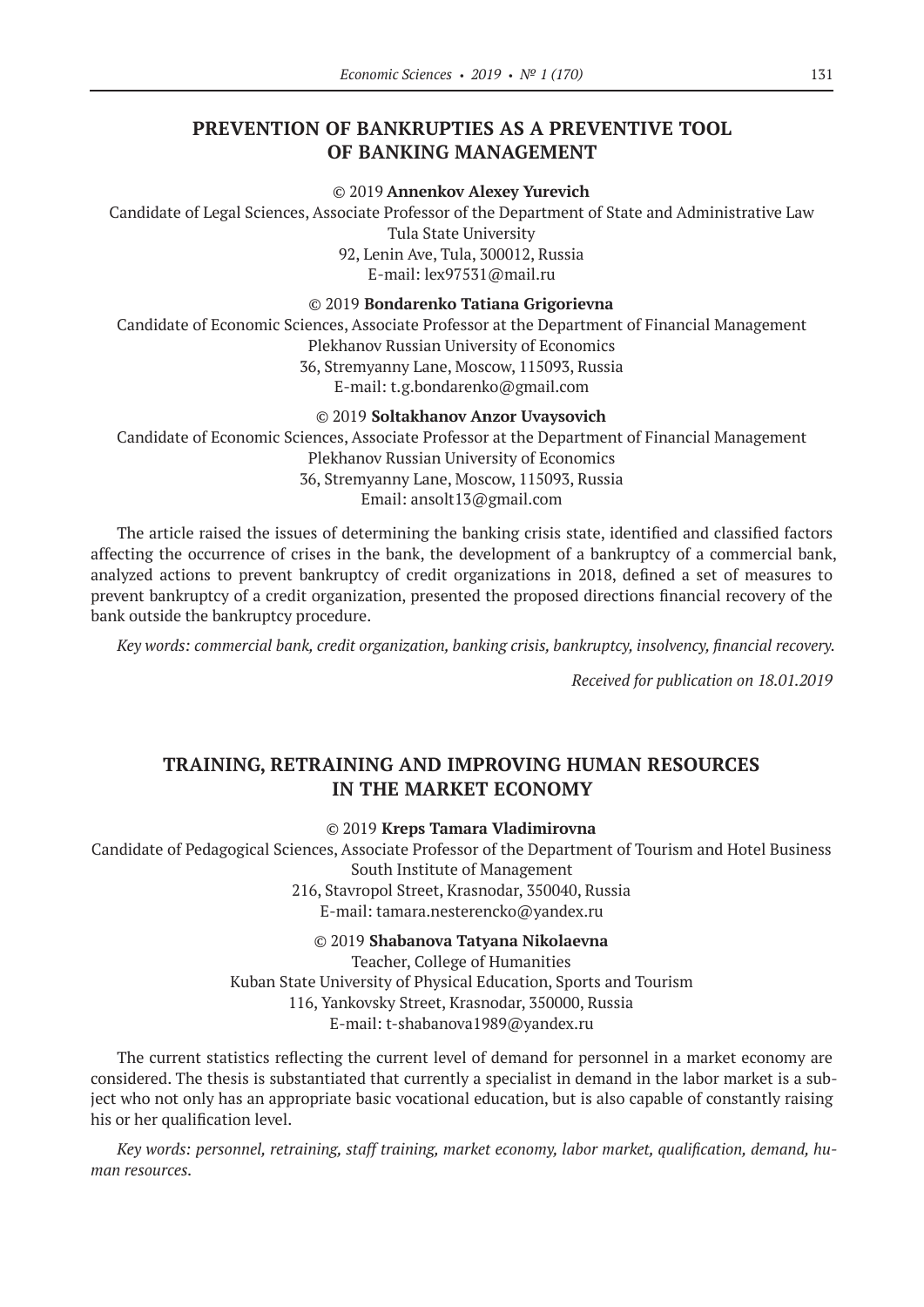## PREVENTION OF BANKRUPTIES AS A PREVENTIVE TOOL OF BANKING MANAGEMENT

© 2019 **Annenkov Alexey Yurevich**

Candidate of Legal Sciences, Associate Professor of the Department of State and Administrative Law
Tula State University
92, Lenin Ave, Tula, 300012, Russia
E-mail: lex97531@mail.ru

© 2019 **Bondarenko Tatiana Grigorievna**

Candidate of Economic Sciences, Associate Professor at the Department of Financial Management
Plekhanov Russian University of Economics
36, Stremyanny Lane, Moscow, 115093, Russia
E-mail: t.g.bondarenko@gmail.com

© 2019 **Soltakhanov Anzor Uvaysovich**

Candidate of Economic Sciences, Associate Professor at the Department of Financial Management
Plekhanov Russian University of Economics
36, Stremyanny Lane, Moscow, 115093, Russia
Email: ansolt13@gmail.com

The article raised the issues of determining the banking crisis state, identified and classified factors affecting the occurrence of crises in the bank, the development of a bankruptcy of a commercial bank, analyzed actions to prevent bankruptcy of credit organizations in 2018, defined a set of measures to prevent bankruptcy of a credit organization, presented the proposed directions financial recovery of the bank outside the bankruptcy procedure.

*Key words: commercial bank, credit organization, banking crisis, bankruptcy, insolvency, financial recovery.*

*Received for publication on 18.01.2019*

## TRAINING, RETRAINING AND IMPROVING HUMAN RESOURCES IN THE MARKET ECONOMY

© 2019 **Kreps Tamara Vladimirovna**

Candidate of Pedagogical Sciences, Associate Professor of the Department of Tourism and Hotel Business
South Institute of Management
216, Stavropol Street, Krasnodar, 350040, Russia
E-mail: tamara.nesterencko@yandex.ru

© 2019 **Shabanova Tatyana Nikolaevna**

Teacher, College of Humanities
Kuban State University of Physical Education, Sports and Tourism
116, Yankovsky Street, Krasnodar, 350000, Russia
E-mail: t-shabanova1989@yandex.ru

The current statistics reflecting the current level of demand for personnel in a market economy are considered. The thesis is substantiated that currently a specialist in demand in the labor market is a subject who not only has an appropriate basic vocational education, but is also capable of constantly raising his or her qualification level.

*Key words: personnel, retraining, staff training, market economy, labor market, qualification, demand, human resources.*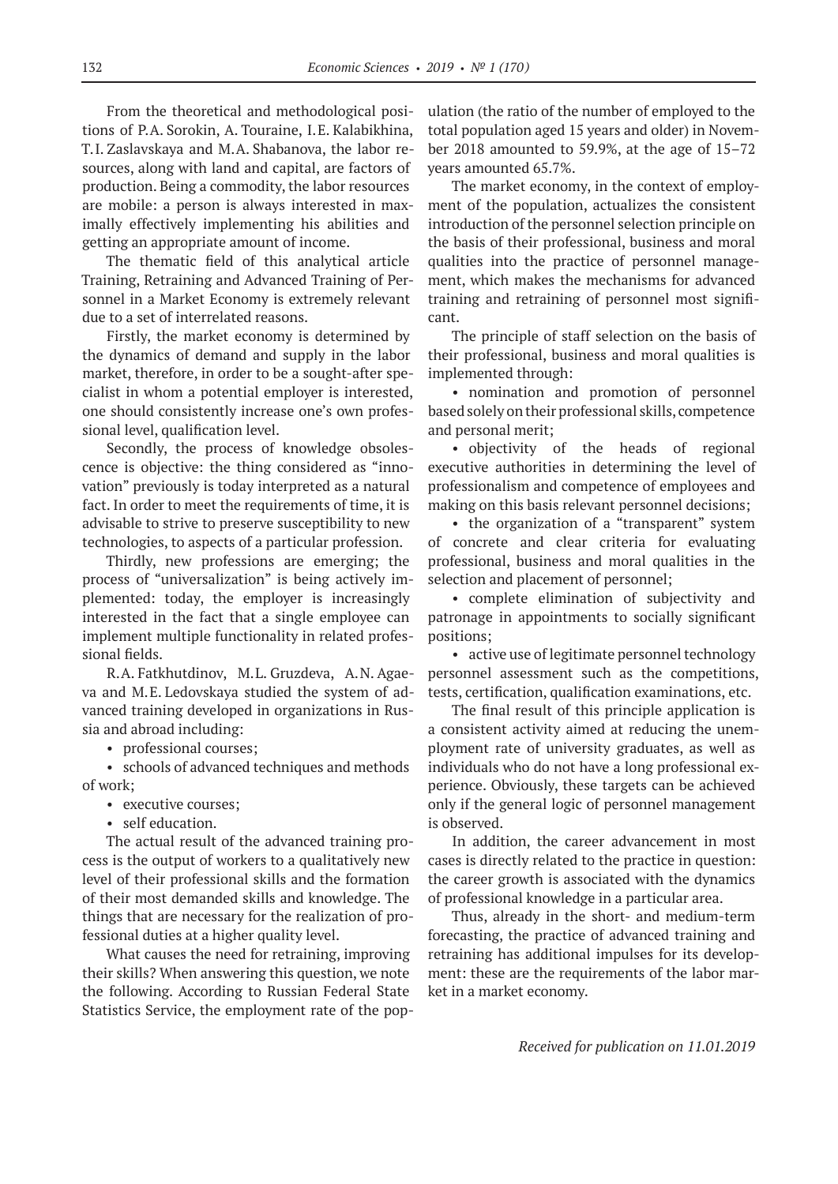From the theoretical and methodological positions of P.A. Sorokin, A. Touraine, I.E. Kalabikhina, T.I. Zaslavskaya and M.A. Shabanova, the labor resources, along with land and capital, are factors of production. Being a commodity, the labor resources are mobile: a person is always interested in maximally effectively implementing his abilities and getting an appropriate amount of income.

The thematic field of this analytical article Training, Retraining and Advanced Training of Personnel in a Market Economy is extremely relevant due to a set of interrelated reasons.

Firstly, the market economy is determined by the dynamics of demand and supply in the labor market, therefore, in order to be a sought-after specialist in whom a potential employer is interested, one should consistently increase one's own professional level, qualification level.

Secondly, the process of knowledge obsolescence is objective: the thing considered as "innovation" previously is today interpreted as a natural fact. In order to meet the requirements of time, it is advisable to strive to preserve susceptibility to new technologies, to aspects of a particular profession.

Thirdly, new professions are emerging; the process of "universalization" is being actively implemented: today, the employer is increasingly interested in the fact that a single employee can implement multiple functionality in related professional fields.

R.A. Fatkhutdinov, M.L. Gruzdeva, A.N. Agaeva and M.E. Ledovskaya studied the system of advanced training developed in organizations in Russia and abroad including:

- professional courses;
- schools of advanced techniques and methods of work;
- executive courses;
- self education.

The actual result of the advanced training process is the output of workers to a qualitatively new level of their professional skills and the formation of their most demanded skills and knowledge. The things that are necessary for the realization of professional duties at a higher quality level.

What causes the need for retraining, improving their skills? When answering this question, we note the following. According to Russian Federal State Statistics Service, the employment rate of the population (the ratio of the number of employed to the total population aged 15 years and older) in November 2018 amounted to 59.9%, at the age of 15–72 years amounted 65.7%.

The market economy, in the context of employment of the population, actualizes the consistent introduction of the personnel selection principle on the basis of their professional, business and moral qualities into the practice of personnel management, which makes the mechanisms for advanced training and retraining of personnel most significant.

The principle of staff selection on the basis of their professional, business and moral qualities is implemented through:

- nomination and promotion of personnel based solely on their professional skills, competence and personal merit;
- objectivity of the heads of regional executive authorities in determining the level of professionalism and competence of employees and making on this basis relevant personnel decisions;
- the organization of a "transparent" system of concrete and clear criteria for evaluating professional, business and moral qualities in the selection and placement of personnel;
- complete elimination of subjectivity and patronage in appointments to socially significant positions;
- active use of legitimate personnel technology personnel assessment such as the competitions, tests, certification, qualification examinations, etc.

The final result of this principle application is a consistent activity aimed at reducing the unemployment rate of university graduates, as well as individuals who do not have a long professional experience. Obviously, these targets can be achieved only if the general logic of personnel management is observed.

In addition, the career advancement in most cases is directly related to the practice in question: the career growth is associated with the dynamics of professional knowledge in a particular area.

Thus, already in the short- and medium-term forecasting, the practice of advanced training and retraining has additional impulses for its development: these are the requirements of the labor market in a market economy.

*Received for publication on 11.01.2019*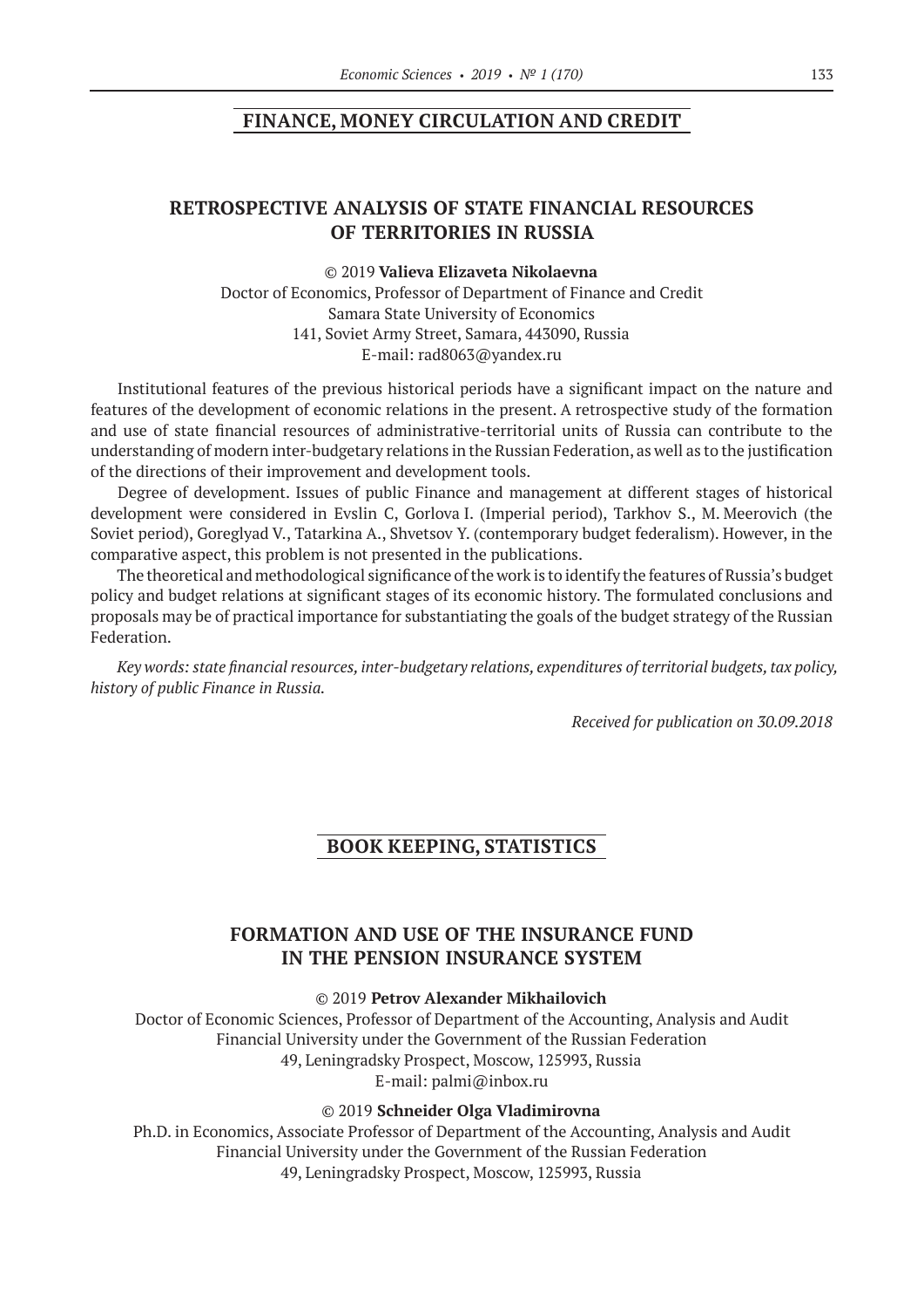## FINANCE, MONEY CIRCULATION AND CREDIT

### RETROSPECTIVE ANALYSIS OF STATE FINANCIAL RESOURCES OF TERRITORIES IN RUSSIA

© 2019 **Valieva Elizaveta Nikolaevna**
Doctor of Economics, Professor of Department of Finance and Credit
Samara State University of Economics
141, Soviet Army Street, Samara, 443090, Russia
E-mail: rad8063@yandex.ru

Institutional features of the previous historical periods have a significant impact on the nature and features of the development of economic relations in the present. A retrospective study of the formation and use of state financial resources of administrative-territorial units of Russia can contribute to the understanding of modern inter-budgetary relations in the Russian Federation, as well as to the justification of the directions of their improvement and development tools.

Degree of development. Issues of public Finance and management at different stages of historical development were considered in Evslin C, Gorlova I. (Imperial period), Tarkhov S., M. Meerovich (the Soviet period), Goreglyad V., Tatarkina A., Shvetsov Y. (contemporary budget federalism). However, in the comparative aspect, this problem is not presented in the publications.

The theoretical and methodological significance of the work is to identify the features of Russia's budget policy and budget relations at significant stages of its economic history. The formulated conclusions and proposals may be of practical importance for substantiating the goals of the budget strategy of the Russian Federation.

*Key words: state financial resources, inter-budgetary relations, expenditures of territorial budgets, tax policy, history of public Finance in Russia.*

*Received for publication on 30.09.2018*

## BOOK KEEPING, STATISTICS

### FORMATION AND USE OF THE INSURANCE FUND IN THE PENSION INSURANCE SYSTEM

© 2019 **Petrov Alexander Mikhailovich**
Doctor of Economic Sciences, Professor of Department of the Accounting, Analysis and Audit
Financial University under the Government of the Russian Federation
49, Leningradsky Prospect, Moscow, 125993, Russia
E-mail: palmi@inbox.ru

© 2019 **Schneider Olga Vladimirovna**
Ph.D. in Economics, Associate Professor of Department of the Accounting, Analysis and Audit
Financial University under the Government of the Russian Federation
49, Leningradsky Prospect, Moscow, 125993, Russia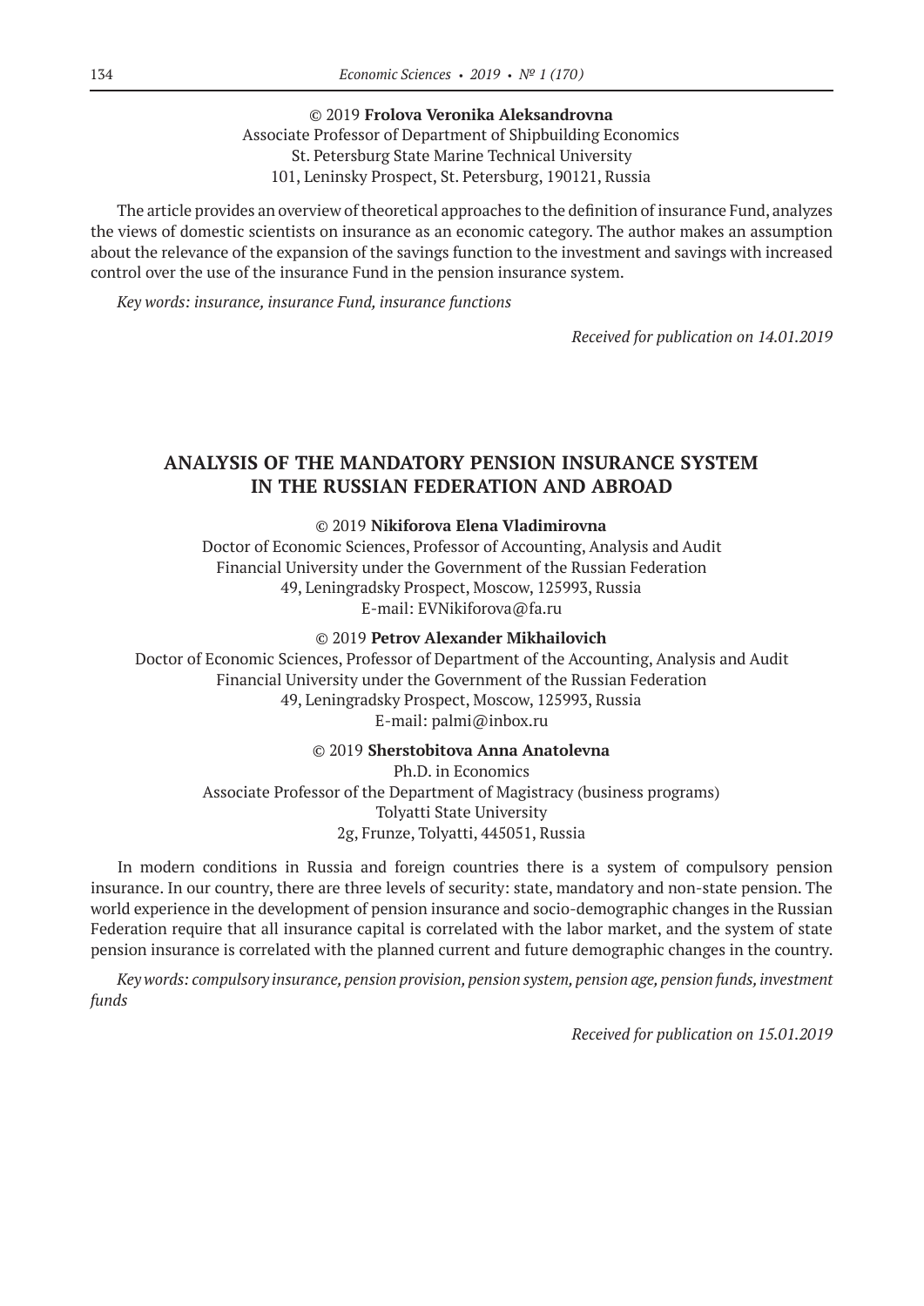© 2019 **Frolova Veronika Aleksandrovna**
Associate Professor of Department of Shipbuilding Economics
St. Petersburg State Marine Technical University
101, Leninsky Prospect, St. Petersburg, 190121, Russia

The article provides an overview of theoretical approaches to the definition of insurance Fund, analyzes the views of domestic scientists on insurance as an economic category. The author makes an assumption about the relevance of the expansion of the savings function to the investment and savings with increased control over the use of the insurance Fund in the pension insurance system.

*Key words: insurance, insurance Fund, insurance functions*

*Received for publication on 14.01.2019*

## ANALYSIS OF THE MANDATORY PENSION INSURANCE SYSTEM IN THE RUSSIAN FEDERATION AND ABROAD

© 2019 **Nikiforova Elena Vladimirovna**
Doctor of Economic Sciences, Professor of Accounting, Analysis and Audit
Financial University under the Government of the Russian Federation
49, Leningradsky Prospect, Moscow, 125993, Russia
E-mail: EVNikiforova@fa.ru

© 2019 **Petrov Alexander Mikhailovich**
Doctor of Economic Sciences, Professor of Department of the Accounting, Analysis and Audit
Financial University under the Government of the Russian Federation
49, Leningradsky Prospect, Moscow, 125993, Russia
E-mail: palmi@inbox.ru

© 2019 **Sherstobitova Anna Anatolevna**
Ph.D. in Economics
Associate Professor of the Department of Magistracy (business programs)
Tolyatti State University
2g, Frunze, Tolyatti, 445051, Russia

In modern conditions in Russia and foreign countries there is a system of compulsory pension insurance. In our country, there are three levels of security: state, mandatory and non-state pension. The world experience in the development of pension insurance and socio-demographic changes in the Russian Federation require that all insurance capital is correlated with the labor market, and the system of state pension insurance is correlated with the planned current and future demographic changes in the country.

*Key words: compulsory insurance, pension provision, pension system, pension age, pension funds, investment funds*

*Received for publication on 15.01.2019*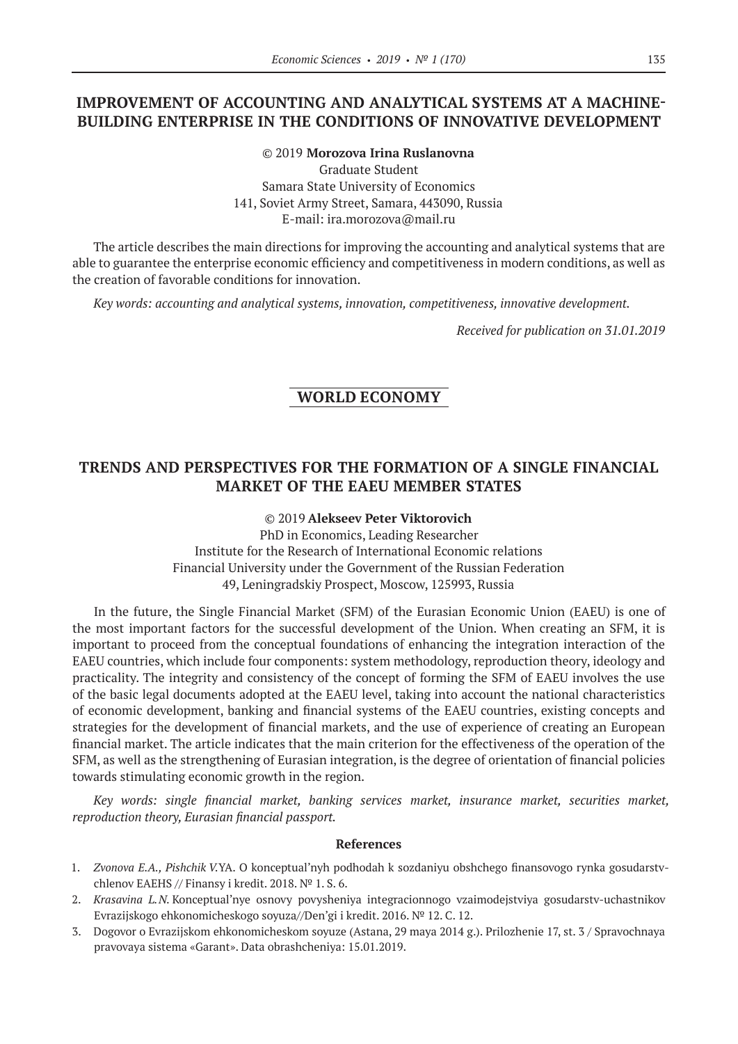## IMPROVEMENT OF ACCOUNTING AND ANALYTICAL SYSTEMS AT A MACHINE-BUILDING ENTERPRISE IN THE CONDITIONS OF INNOVATIVE DEVELOPMENT

© 2019 **Morozova Irina Ruslanovna**
Graduate Student
Samara State University of Economics
141, Soviet Army Street, Samara, 443090, Russia
E-mail: ira.morozova@mail.ru

The article describes the main directions for improving the accounting and analytical systems that are able to guarantee the enterprise economic efficiency and competitiveness in modern conditions, as well as the creation of favorable conditions for innovation.

*Key words: accounting and analytical systems, innovation, competitiveness, innovative development.*

*Received for publication on 31.01.2019*

# WORLD ECONOMY

## TRENDS AND PERSPECTIVES FOR THE FORMATION OF A SINGLE FINANCIAL MARKET OF THE EAEU MEMBER STATES

© 2019 **Alekseev Peter Viktorovich**
PhD in Economics, Leading Researcher
Institute for the Research of International Economic relations
Financial University under the Government of the Russian Federation
49, Leningradskiy Prospect, Moscow, 125993, Russia

In the future, the Single Financial Market (SFM) of the Eurasian Economic Union (EAEU) is one of the most important factors for the successful development of the Union. When creating an SFM, it is important to proceed from the conceptual foundations of enhancing the integration interaction of the EAEU countries, which include four components: system methodology, reproduction theory, ideology and practicality. The integrity and consistency of the concept of forming the SFM of EAEU involves the use of the basic legal documents adopted at the EAEU level, taking into account the national characteristics of economic development, banking and financial systems of the EAEU countries, existing concepts and strategies for the development of financial markets, and the use of experience of creating an European financial market. The article indicates that the main criterion for the effectiveness of the operation of the SFM, as well as the strengthening of Eurasian integration, is the degree of orientation of financial policies towards stimulating economic growth in the region.

*Key words: single financial market, banking services market, insurance market, securities market, reproduction theory, Eurasian financial passport.*

### References

1. *Zvonova E.A., Pishchik V.*YA. O konceptual'nyh podhodah k sozdaniyu obshchego finansovogo rynka gosudarstv-chlenov EAEHS // Finansy i kredit. 2018. № 1. S. 6.
2. *Krasavina L.N.* Konceptual'nye osnovy povysheniya integracionnogo vzaimodejstviya gosudarstv-uchastnikov Evrazijskogo ehkonomicheskogo soyuza//Den'gi i kredit. 2016. № 12. C. 12.
3. Dogovor o Evrazijskom ehkonomicheskom soyuze (Astana, 29 maya 2014 g.). Prilozhenie 17, st. 3 / Spravochnaya pravovaya sistema «Garant». Data obrashcheniya: 15.01.2019.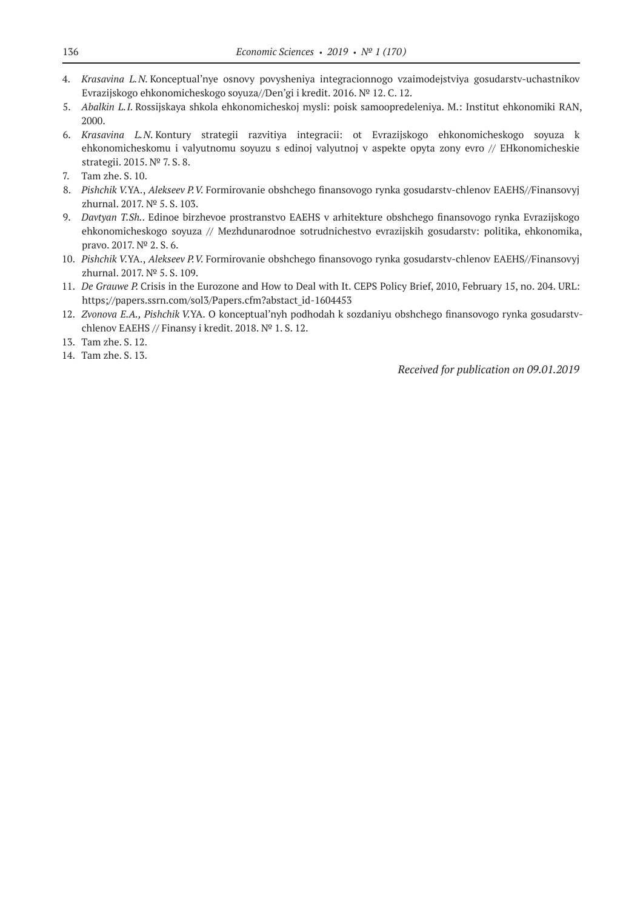4. *Krasavina L.N.* Konceptual'nye osnovy povysheniya integracionnogo vzaimodejstviya gosudarstv-uchastnikov Evrazijskogo ehkonomicheskogo soyuza//Den'gi i kredit. 2016. № 12. C. 12.
5. *Abalkin L.I.* Rossijskaya shkola ehkonomicheskoj mysli: poisk samoopredeleniya. M.: Institut ehkonomiki RAN, 2000.
6. *Krasavina L.N.* Kontury strategii razvitiya integracii: ot Evrazijskogo ehkonomicheskogo soyuza k ehkonomicheskomu i valyutnomu soyuzu s edinoj valyutnoj v aspekte opyta zony evro // EHkonomicheskie strategii. 2015. № 7. S. 8.
7. Tam zhe. S. 10.
8. *Pishchik V.*YA., *Alekseev P.V.* Formirovanie obshchego finansovogo rynka gosudarstv-chlenov EAEHS//Finansovyj zhurnal. 2017. № 5. S. 103.
9. *Davtyan T.Sh.*. Edinoe birzhevoe prostranstvo EAEHS v arhitekture obshchego finansovogo rynka Evrazijskogo ehkonomicheskogo soyuza // Mezhdunarodnoe sotrudnichestvo evrazijskih gosudarstv: politika, ehkonomika, pravo. 2017. № 2. S. 6.
10. *Pishchik V.*YA., *Alekseev P.V.* Formirovanie obshchego finansovogo rynka gosudarstv-chlenov EAEHS//Finansovyj zhurnal. 2017. № 5. S. 109.
11. *De Grauwe P.* Crisis in the Eurozone and How to Deal with It. CEPS Policy Brief, 2010, February 15, no. 204. URL: https;//papers.ssrn.com/sol3/Papers.cfm?abstact_id-1604453
12. *Zvonova E.A., Pishchik V.*YA. O konceptual'nyh podhodah k sozdaniyu obshchego finansovogo rynka gosudarstv-chlenov EAEHS // Finansy i kredit. 2018. № 1. S. 12.
13. Tam zhe. S. 12.
14. Tam zhe. S. 13.

*Received for publication on 09.01.2019*